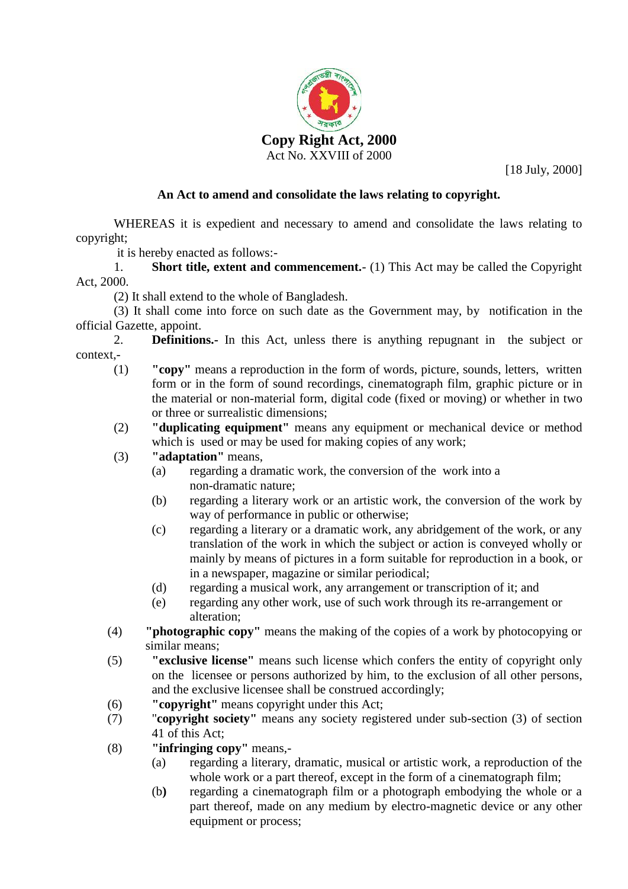# Copy Right Act, 2000

Act No. XXVIII of 2000

[18 July, 2000]

**An Act to amend and consolidate the laws relating to copyright.**

WHEREAS it is expedient and necessary to amend and consolidate the laws relating to copyright;

it is hereby enacted as follows:-

1. **Short title, extent and commencement.**- (1) This Act may be called the Copyright Act, 2000.

(2) It shall extend to the whole of Bangladesh.

(3) It shall come into force on such date as the Government may, by notification in the official Gazette, appoint.

2. **Definitions.**- In this Act, unless there is anything repugnant in the subject or context,-

(1) **"copy"** means a reproduction in the form of words, picture, sounds, letters, written form or in the form of sound recordings, cinematograph film, graphic picture or in the material or non-material form, digital code (fixed or moving) or whether in two or three or surrealistic dimensions;

(2) **"duplicating equipment"** means any equipment or mechanical device or method which is used or may be used for making copies of any work;

(3) **"adaptation"** means,

(a) regarding a dramatic work, the conversion of the work into a non-dramatic nature;

(b) regarding a literary work or an artistic work, the conversion of the work by way of performance in public or otherwise;

(c) regarding a literary or a dramatic work, any abridgement of the work, or any translation of the work in which the subject or action is conveyed wholly or mainly by means of pictures in a form suitable for reproduction in a book, or in a newspaper, magazine or similar periodical;

(d) regarding a musical work, any arrangement or transcription of it; and

(e) regarding any other work, use of such work through its re-arrangement or alteration;

(4) **"photographic copy"** means the making of the copies of a work by photocopying or similar means;

(5) **"exclusive license"** means such license which confers the entity of copyright only on the licensee or persons authorized by him, to the exclusion of all other persons, and the exclusive licensee shall be construed accordingly;

(6) **"copyright"** means copyright under this Act;

(7) "**copyright society"** means any society registered under sub-section (3) of section 41 of this Act;

(8) **"infringing copy"** means,-

(a) regarding a literary, dramatic, musical or artistic work, a reproduction of the whole work or a part thereof, except in the form of a cinematograph film;

(b) regarding a cinematograph film or a photograph embodying the whole or a part thereof, made on any medium by electro-magnetic device or any other equipment or process;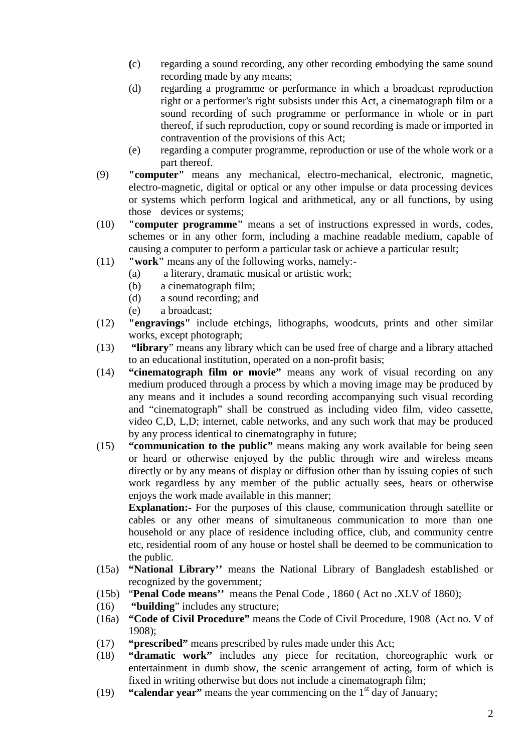(c) regarding a sound recording, any other recording embodying the same sound recording made by any means;

(d) regarding a programme or performance in which a broadcast reproduction right or a performer's right subsists under this Act, a cinematograph film or a sound recording of such programme or performance in whole or in part thereof, if such reproduction, copy or sound recording is made or imported in contravention of the provisions of this Act;

(e) regarding a computer programme, reproduction or use of the whole work or a part thereof.

(9) **"computer"** means any mechanical, electro-mechanical, electronic, magnetic, electro-magnetic, digital or optical or any other impulse or data processing devices or systems which perform logical and arithmetical, any or all functions, by using those devices or systems;

(10) **"computer programme"** means a set of instructions expressed in words, codes, schemes or in any other form, including a machine readable medium, capable of causing a computer to perform a particular task or achieve a particular result;

(11) **"work"** means any of the following works, namely:-

- (a) a literary, dramatic musical or artistic work;
- (b) a cinematograph film;
- (d) a sound recording; and
- (e) a broadcast;

(12) **"engravings"** include etchings, lithographs, woodcuts, prints and other similar works, except photograph;

(13) **"library"** means any library which can be used free of charge and a library attached to an educational institution, operated on a non-profit basis;

(14) **"cinematograph film or movie"** means any work of visual recording on any medium produced through a process by which a moving image may be produced by any means and it includes a sound recording accompanying such visual recording and "cinematograph" shall be construed as including video film, video cassette, video C,D, L,D; internet, cable networks, and any such work that may be produced by any process identical to cinematography in future;

(15) **"communication to the public"** means making any work available for being seen or heard or otherwise enjoyed by the public through wire and wireless means directly or by any means of display or diffusion other than by issuing copies of such work regardless by any member of the public actually sees, hears or otherwise enjoys the work made available in this manner;

**Explanation:-** For the purposes of this clause, communication through satellite or cables or any other means of simultaneous communication to more than one household or any place of residence including office, club, and community centre etc, residential room of any house or hostel shall be deemed to be communication to the public.

(15a) **"National Library''** means the National Library of Bangladesh established or recognized by the government*;*

(15b) "**Penal Code means''** means the Penal Code , 1860 ( Act no .XLV of 1860);

(16) **"building**" includes any structure;

(16a) **"Code of Civil Procedure"** means the Code of Civil Procedure, 1908 (Act no. V of 1908);

(17) **"prescribed"** means prescribed by rules made under this Act;

(18) **"dramatic work"** includes any piece for recitation, choreographic work or entertainment in dumb show, the scenic arrangement of acting, form of which is fixed in writing otherwise but does not include a cinematograph film;

(19) **"calendar year"** means the year commencing on the 1st day of January;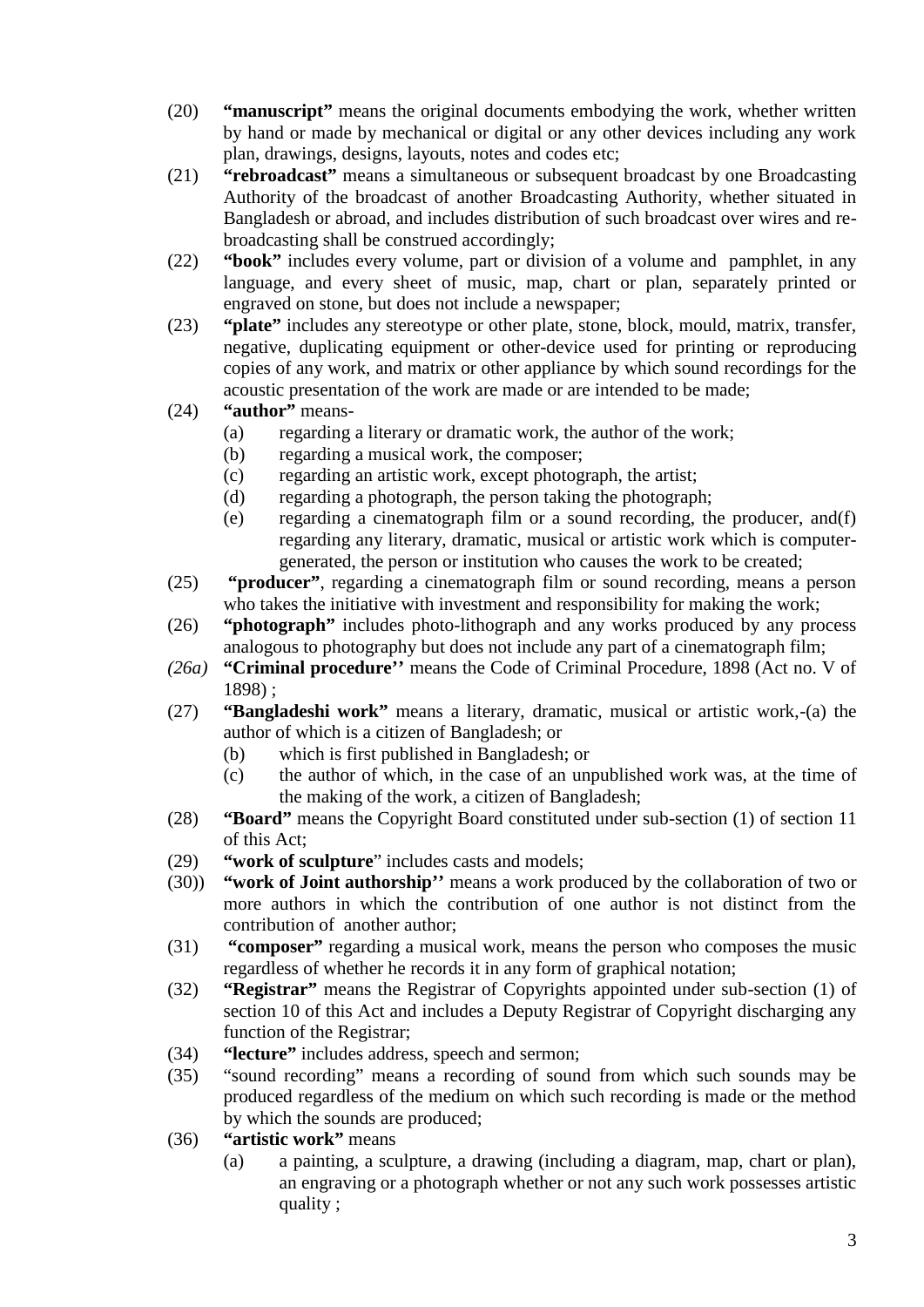(20) **"manuscript"** means the original documents embodying the work, whether written by hand or made by mechanical or digital or any other devices including any work plan, drawings, designs, layouts, notes and codes etc;

(21) **"rebroadcast"** means a simultaneous or subsequent broadcast by one Broadcasting Authority of the broadcast of another Broadcasting Authority, whether situated in Bangladesh or abroad, and includes distribution of such broadcast over wires and re-broadcasting shall be construed accordingly;

(22) **"book"** includes every volume, part or division of a volume and pamphlet, in any language, and every sheet of music, map, chart or plan, separately printed or engraved on stone, but does not include a newspaper;

(23) **"plate"** includes any stereotype or other plate, stone, block, mould, matrix, transfer, negative, duplicating equipment or other-device used for printing or reproducing copies of any work, and matrix or other appliance by which sound recordings for the acoustic presentation of the work are made or are intended to be made;

(24) **"author"** means-

- (a) regarding a literary or dramatic work, the author of the work;
- (b) regarding a musical work, the composer;
- (c) regarding an artistic work, except photograph, the artist;
- (d) regarding a photograph, the person taking the photograph;
- (e) regarding a cinematograph film or a sound recording, the producer, and(f) regarding any literary, dramatic, musical or artistic work which is computer-generated, the person or institution who causes the work to be created;

(25) **"producer"**, regarding a cinematograph film or sound recording, means a person who takes the initiative with investment and responsibility for making the work;

(26) **"photograph"** includes photo-lithograph and any works produced by any process analogous to photography but does not include any part of a cinematograph film;

*(26a)* **"Criminal procedure''** means the Code of Criminal Procedure, 1898 (Act no. V of 1898) ;

(27) **"Bangladeshi work"** means a literary, dramatic, musical or artistic work,-(a) the author of which is a citizen of Bangladesh; or

- (b) which is first published in Bangladesh; or
- (c) the author of which, in the case of an unpublished work was, at the time of the making of the work, a citizen of Bangladesh;

(28) **"Board"** means the Copyright Board constituted under sub-section (1) of section 11 of this Act;

(29) **"work of sculpture"** includes casts and models;

(30)) **"work of Joint authorship''** means a work produced by the collaboration of two or more authors in which the contribution of one author is not distinct from the contribution of another author;

(31) **"composer"** regarding a musical work, means the person who composes the music regardless of whether he records it in any form of graphical notation;

(32) **"Registrar"** means the Registrar of Copyrights appointed under sub-section (1) of section 10 of this Act and includes a Deputy Registrar of Copyright discharging any function of the Registrar;

(34) **"lecture"** includes address, speech and sermon;

(35) "sound recording" means a recording of sound from which such sounds may be produced regardless of the medium on which such recording is made or the method by which the sounds are produced;

(36) **"artistic work"** means

- (a) a painting, a sculpture, a drawing (including a diagram, map, chart or plan), an engraving or a photograph whether or not any such work possesses artistic quality ;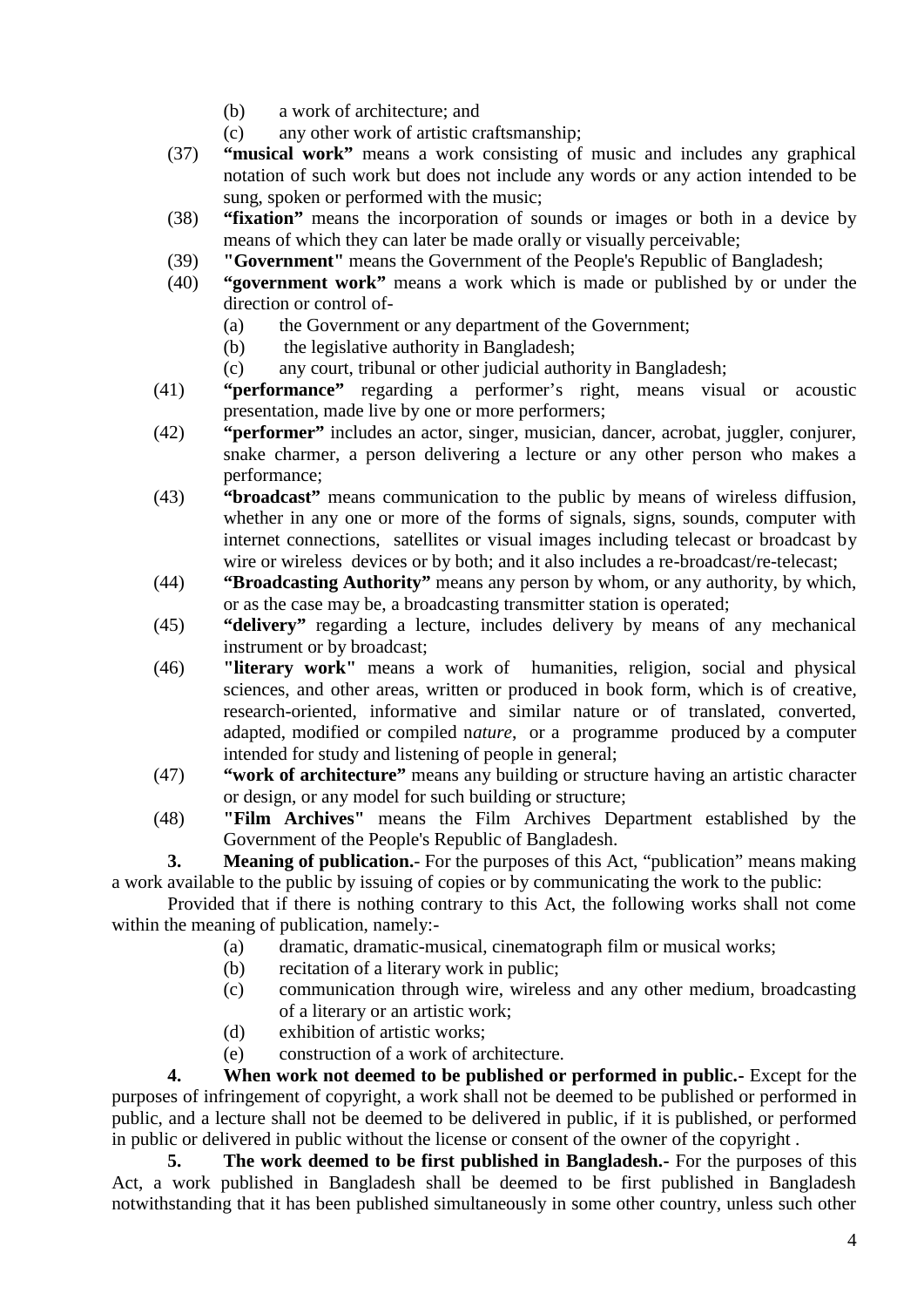(b) a work of architecture; and

(c) any other work of artistic craftsmanship;

(37) **“musical work”** means a work consisting of music and includes any graphical notation of such work but does not include any words or any action intended to be sung, spoken or performed with the music;

(38) **“fixation”** means the incorporation of sounds or images or both in a device by means of which they can later be made orally or visually perceivable;

(39) **"Government"** means the Government of the People's Republic of Bangladesh;

(40) **“government work”** means a work which is made or published by or under the direction or control of-

(a) the Government or any department of the Government;

(b) the legislative authority in Bangladesh;

(c) any court, tribunal or other judicial authority in Bangladesh;

(41) **“performance”** regarding a performer’s right, means visual or acoustic presentation, made live by one or more performers;

(42) **“performer”** includes an actor, singer, musician, dancer, acrobat, juggler, conjurer, snake charmer, a person delivering a lecture or any other person who makes a performance;

(43) **“broadcast”** means communication to the public by means of wireless diffusion, whether in any one or more of the forms of signals, signs, sounds, computer with internet connections, satellites or visual images including telecast or broadcast by wire or wireless devices or by both; and it also includes a re-broadcast/re-telecast;

(44) **“Broadcasting Authority”** means any person by whom, or any authority, by which, or as the case may be, a broadcasting transmitter station is operated;

(45) **“delivery”** regarding a lecture, includes delivery by means of any mechanical instrument or by broadcast;

(46) **"literary work"** means a work of humanities, religion, social and physical sciences, and other areas, written or produced in book form, which is of creative, research-oriented, informative and similar nature or of translated, converted, adapted, modified or compiled n*ature*, or a programme produced by a computer intended for study and listening of people in general;

(47) **“work of architecture”** means any building or structure having an artistic character or design, or any model for such building or structure;

(48) **"Film Archives"** means the Film Archives Department established by the Government of the People's Republic of Bangladesh.

**3. Meaning of publication.**- For the purposes of this Act, “publication” means making a work available to the public by issuing of copies or by communicating the work to the public:

Provided that if there is nothing contrary to this Act, the following works shall not come within the meaning of publication, namely:-

(a) dramatic, dramatic-musical, cinematograph film or musical works;

(b) recitation of a literary work in public;

(c) communication through wire, wireless and any other medium, broadcasting of a literary or an artistic work;

(d) exhibition of artistic works;

(e) construction of a work of architecture.

**4. When work not deemed to be published or performed in public.-** Except for the purposes of infringement of copyright, a work shall not be deemed to be published or performed in public, and a lecture shall not be deemed to be delivered in public, if it is published, or performed in public or delivered in public without the license or consent of the owner of the copyright .

**5. The work deemed to be first published in Bangladesh.-** For the purposes of this Act, a work published in Bangladesh shall be deemed to be first published in Bangladesh notwithstanding that it has been published simultaneously in some other country, unless such other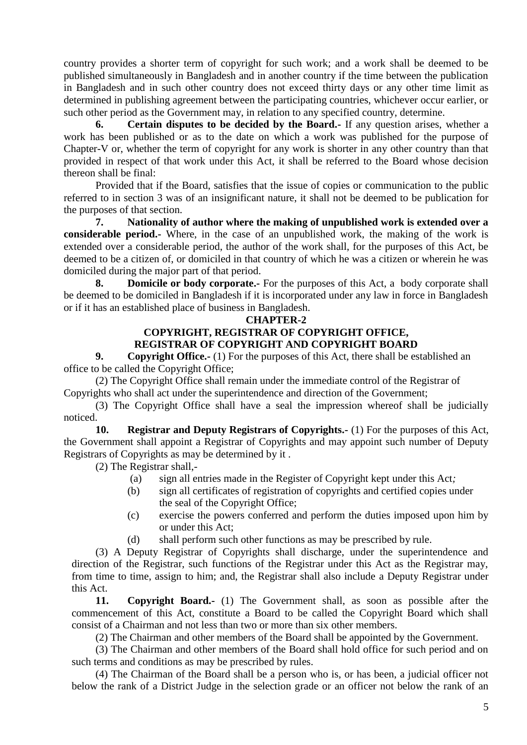country provides a shorter term of copyright for such work; and a work shall be deemed to be published simultaneously in Bangladesh and in another country if the time between the publication in Bangladesh and in such other country does not exceed thirty days or any other time limit as determined in publishing agreement between the participating countries, whichever occur earlier, or such other period as the Government may, in relation to any specified country, determine.

**6. Certain disputes to be decided by the Board.-** If any question arises, whether a work has been published or as to the date on which a work was published for the purpose of Chapter-V or, whether the term of copyright for any work is shorter in any other country than that provided in respect of that work under this Act, it shall be referred to the Board whose decision thereon shall be final:

Provided that if the Board, satisfies that the issue of copies or communication to the public referred to in section 3 was of an insignificant nature, it shall not be deemed to be publication for the purposes of that section.

**7. Nationality of author where the making of unpublished work is extended over a considerable period.-** Where, in the case of an unpublished work, the making of the work is extended over a considerable period, the author of the work shall, for the purposes of this Act, be deemed to be a citizen of, or domiciled in that country of which he was a citizen or wherein he was domiciled during the major part of that period.

**8. Domicile or body corporate.-** For the purposes of this Act, a body corporate shall be deemed to be domiciled in Bangladesh if it is incorporated under any law in force in Bangladesh or if it has an established place of business in Bangladesh.

## CHAPTER-2

## COPYRIGHT, REGISTRAR OF COPYRIGHT OFFICE, REGISTRAR OF COPYRIGHT AND COPYRIGHT BOARD

**9. Copyright Office.-** (1) For the purposes of this Act, there shall be established an office to be called the Copyright Office;

(2) The Copyright Office shall remain under the immediate control of the Registrar of Copyrights who shall act under the superintendence and direction of the Government;

(3) The Copyright Office shall have a seal the impression whereof shall be judicially noticed.

**10. Registrar and Deputy Registrars of Copyrights.-** (1) For the purposes of this Act, the Government shall appoint a Registrar of Copyrights and may appoint such number of Deputy Registrars of Copyrights as may be determined by it .

(2) The Registrar shall,-

(a) sign all entries made in the Register of Copyright kept under this Act*;*

(b) sign all certificates of registration of copyrights and certified copies under the seal of the Copyright Office;

(c) exercise the powers conferred and perform the duties imposed upon him by or under this Act;

(d) shall perform such other functions as may be prescribed by rule.

(3) A Deputy Registrar of Copyrights shall discharge, under the superintendence and direction of the Registrar, such functions of the Registrar under this Act as the Registrar may, from time to time, assign to him; and, the Registrar shall also include a Deputy Registrar under this Act.

**11. Copyright Board.-** (1) The Government shall, as soon as possible after the commencement of this Act, constitute a Board to be called the Copyright Board which shall consist of a Chairman and not less than two or more than six other members.

(2) The Chairman and other members of the Board shall be appointed by the Government.

(3) The Chairman and other members of the Board shall hold office for such period and on such terms and conditions as may be prescribed by rules.

(4) The Chairman of the Board shall be a person who is, or has been, a judicial officer not below the rank of a District Judge in the selection grade or an officer not below the rank of an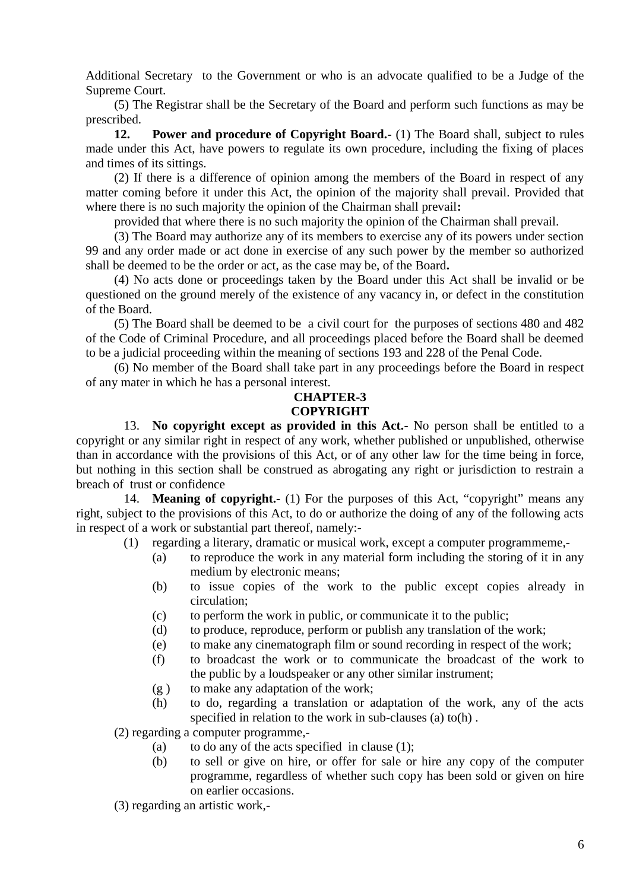Additional Secretary to the Government or who is an advocate qualified to be a Judge of the Supreme Court.

(5) The Registrar shall be the Secretary of the Board and perform such functions as may be prescribed.

**12. Power and procedure of Copyright Board.-** (1) The Board shall, subject to rules made under this Act, have powers to regulate its own procedure, including the fixing of places and times of its sittings.

(2) If there is a difference of opinion among the members of the Board in respect of any matter coming before it under this Act, the opinion of the majority shall prevail. Provided that where there is no such majority the opinion of the Chairman shall prevail**:**

provided that where there is no such majority the opinion of the Chairman shall prevail.

(3) The Board may authorize any of its members to exercise any of its powers under section 99 and any order made or act done in exercise of any such power by the member so authorized shall be deemed to be the order or act, as the case may be, of the Board**.**

(4) No acts done or proceedings taken by the Board under this Act shall be invalid or be questioned on the ground merely of the existence of any vacancy in, or defect in the constitution of the Board.

(5) The Board shall be deemed to be a civil court for the purposes of sections 480 and 482 of the Code of Criminal Procedure, and all proceedings placed before the Board shall be deemed to be a judicial proceeding within the meaning of sections 193 and 228 of the Penal Code.

(6) No member of the Board shall take part in any proceedings before the Board in respect of any mater in which he has a personal interest.

## CHAPTER-3
## COPYRIGHT

13. **No copyright except as provided in this Act.-** No person shall be entitled to a copyright or any similar right in respect of any work, whether published or unpublished, otherwise than in accordance with the provisions of this Act, or of any other law for the time being in force, but nothing in this section shall be construed as abrogating any right or jurisdiction to restrain a breach of trust or confidence

14. **Meaning of copyright.-** (1) For the purposes of this Act, "copyright" means any right, subject to the provisions of this Act, to do or authorize the doing of any of the following acts in respect of a work or substantial part thereof, namely:-

(1) regarding a literary, dramatic or musical work, except a computer programmeme,-

- (a) to reproduce the work in any material form including the storing of it in any medium by electronic means;
- (b) to issue copies of the work to the public except copies already in circulation;
- (c) to perform the work in public, or communicate it to the public;
- (d) to produce, reproduce, perform or publish any translation of the work;
- (e) to make any cinematograph film or sound recording in respect of the work;
- (f) to broadcast the work or to communicate the broadcast of the work to the public by a loudspeaker or any other similar instrument;
- (g ) to make any adaptation of the work;
- (h) to do, regarding a translation or adaptation of the work, any of the acts specified in relation to the work in sub-clauses (a) to(h) .

(2) regarding a computer programme,-

- (a) to do any of the acts specified in clause (1);
- (b) to sell or give on hire, or offer for sale or hire any copy of the computer programme, regardless of whether such copy has been sold or given on hire on earlier occasions.

(3) regarding an artistic work,-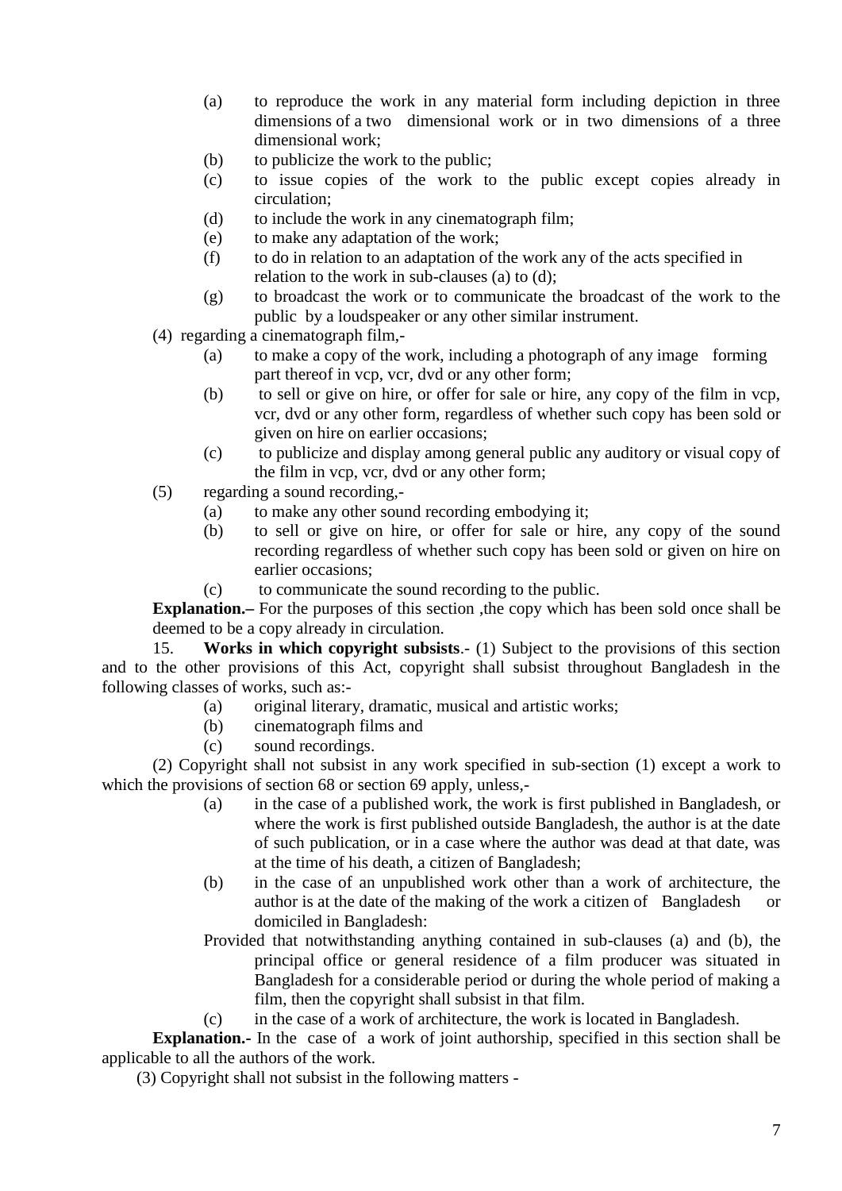(a) to reproduce the work in any material form including depiction in three dimensions of a two dimensional work or in two dimensions of a three dimensional work;

(b) to publicize the work to the public;

(c) to issue copies of the work to the public except copies already in circulation;

(d) to include the work in any cinematograph film;

(e) to make any adaptation of the work;

(f) to do in relation to an adaptation of the work any of the acts specified in relation to the work in sub-clauses (a) to (d);

(g) to broadcast the work or to communicate the broadcast of the work to the public by a loudspeaker or any other similar instrument.

(4) regarding a cinematograph film,-

(a) to make a copy of the work, including a photograph of any image forming part thereof in vcp, vcr, dvd or any other form;

(b) to sell or give on hire, or offer for sale or hire, any copy of the film in vcp, vcr, dvd or any other form, regardless of whether such copy has been sold or given on hire on earlier occasions;

(c) to publicize and display among general public any auditory or visual copy of the film in vcp, vcr, dvd or any other form;

(5) regarding a sound recording,-

(a) to make any other sound recording embodying it;

(b) to sell or give on hire, or offer for sale or hire, any copy of the sound recording regardless of whether such copy has been sold or given on hire on earlier occasions;

(c) to communicate the sound recording to the public.

**Explanation.–** For the purposes of this section ,the copy which has been sold once shall be deemed to be a copy already in circulation.

15. **Works in which copyright subsists**.- (1) Subject to the provisions of this section and to the other provisions of this Act, copyright shall subsist throughout Bangladesh in the following classes of works, such as:-

(a) original literary, dramatic, musical and artistic works;

(b) cinematograph films and

(c) sound recordings.

(2) Copyright shall not subsist in any work specified in sub-section (1) except a work to which the provisions of section 68 or section 69 apply, unless,-

(a) in the case of a published work, the work is first published in Bangladesh, or where the work is first published outside Bangladesh, the author is at the date of such publication, or in a case where the author was dead at that date, was at the time of his death, a citizen of Bangladesh;

(b) in the case of an unpublished work other than a work of architecture, the author is at the date of the making of the work a citizen of Bangladesh or domiciled in Bangladesh:

Provided that notwithstanding anything contained in sub-clauses (a) and (b), the principal office or general residence of a film producer was situated in Bangladesh for a considerable period or during the whole period of making a film, then the copyright shall subsist in that film.

(c) in the case of a work of architecture, the work is located in Bangladesh.

**Explanation.-** In the case of a work of joint authorship, specified in this section shall be applicable to all the authors of the work.

(3) Copyright shall not subsist in the following matters -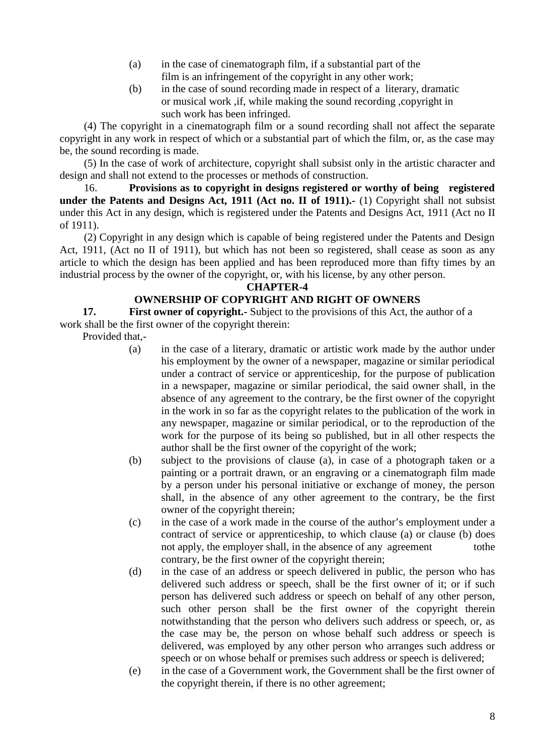(a) in the case of cinematograph film, if a substantial part of the film is an infringement of the copyright in any other work;

(b) in the case of sound recording made in respect of a literary, dramatic or musical work ,if, while making the sound recording ,copyright in such work has been infringed.

(4) The copyright in a cinematograph film or a sound recording shall not affect the separate copyright in any work in respect of which or a substantial part of which the film, or, as the case may be, the sound recording is made.

(5) In the case of work of architecture, copyright shall subsist only in the artistic character and design and shall not extend to the processes or methods of construction.

16. **Provisions as to copyright in designs registered or worthy of being registered under the Patents and Designs Act, 1911 (Act no. II of 1911).-** (1) Copyright shall not subsist under this Act in any design, which is registered under the Patents and Designs Act, 1911 (Act no II of 1911).

(2) Copyright in any design which is capable of being registered under the Patents and Design Act, 1911, (Act no II of 1911), but which has not been so registered, shall cease as soon as any article to which the design has been applied and has been reproduced more than fifty times by an industrial process by the owner of the copyright, or, with his license, by any other person.

## CHAPTER-4

## OWNERSHIP OF COPYRIGHT AND RIGHT OF OWNERS

**17. First owner of copyright.-** Subject to the provisions of this Act, the author of a work shall be the first owner of the copyright therein:

Provided that,-

(a) in the case of a literary, dramatic or artistic work made by the author under his employment by the owner of a newspaper, magazine or similar periodical under a contract of service or apprenticeship, for the purpose of publication in a newspaper, magazine or similar periodical, the said owner shall, in the absence of any agreement to the contrary, be the first owner of the copyright in the work in so far as the copyright relates to the publication of the work in any newspaper, magazine or similar periodical, or to the reproduction of the work for the purpose of its being so published, but in all other respects the author shall be the first owner of the copyright of the work;

(b) subject to the provisions of clause (a), in case of a photograph taken or a painting or a portrait drawn, or an engraving or a cinematograph film made by a person under his personal initiative or exchange of money, the person shall, in the absence of any other agreement to the contrary, be the first owner of the copyright therein;

(c) in the case of a work made in the course of the author's employment under a contract of service or apprenticeship, to which clause (a) or clause (b) does not apply, the employer shall, in the absence of any agreement tothe contrary, be the first owner of the copyright therein;

(d) in the case of an address or speech delivered in public, the person who has delivered such address or speech, shall be the first owner of it; or if such person has delivered such address or speech on behalf of any other person, such other person shall be the first owner of the copyright therein notwithstanding that the person who delivers such address or speech, or, as the case may be, the person on whose behalf such address or speech is delivered, was employed by any other person who arranges such address or speech or on whose behalf or premises such address or speech is delivered;

(e) in the case of a Government work, the Government shall be the first owner of the copyright therein, if there is no other agreement;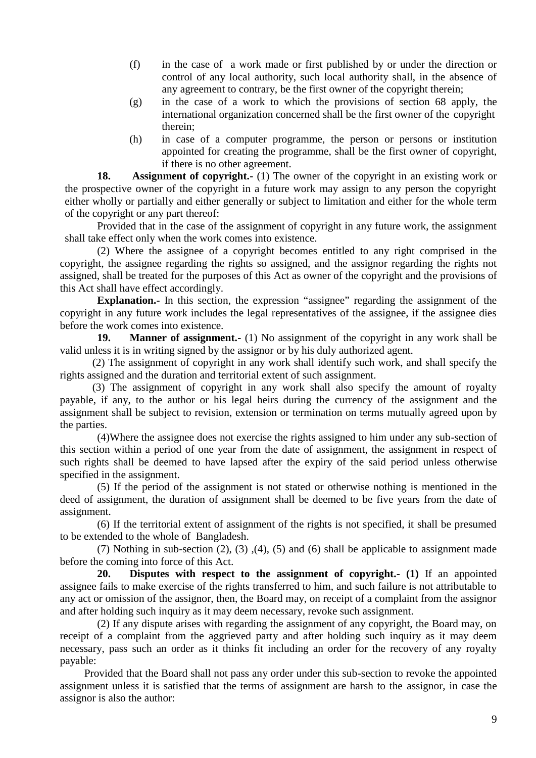(f) in the case of a work made or first published by or under the direction or control of any local authority, such local authority shall, in the absence of any agreement to contrary, be the first owner of the copyright therein;

(g) in the case of a work to which the provisions of section 68 apply, the international organization concerned shall be the first owner of the copyright therein;

(h) in case of a computer programme, the person or persons or institution appointed for creating the programme, shall be the first owner of copyright, if there is no other agreement.

**18. Assignment of copyright.-** (1) The owner of the copyright in an existing work or the prospective owner of the copyright in a future work may assign to any person the copyright either wholly or partially and either generally or subject to limitation and either for the whole term of the copyright or any part thereof:

Provided that in the case of the assignment of copyright in any future work, the assignment shall take effect only when the work comes into existence.

(2) Where the assignee of a copyright becomes entitled to any right comprised in the copyright, the assignee regarding the rights so assigned, and the assignor regarding the rights not assigned, shall be treated for the purposes of this Act as owner of the copyright and the provisions of this Act shall have effect accordingly.

**Explanation.-** In this section, the expression "assignee" regarding the assignment of the copyright in any future work includes the legal representatives of the assignee, if the assignee dies before the work comes into existence.

**19. Manner of assignment.-** (1) No assignment of the copyright in any work shall be valid unless it is in writing signed by the assignor or by his duly authorized agent.

(2) The assignment of copyright in any work shall identify such work, and shall specify the rights assigned and the duration and territorial extent of such assignment.

(3) The assignment of copyright in any work shall also specify the amount of royalty payable, if any, to the author or his legal heirs during the currency of the assignment and the assignment shall be subject to revision, extension or termination on terms mutually agreed upon by the parties.

(4)Where the assignee does not exercise the rights assigned to him under any sub-section of this section within a period of one year from the date of assignment, the assignment in respect of such rights shall be deemed to have lapsed after the expiry of the said period unless otherwise specified in the assignment.

(5) If the period of the assignment is not stated or otherwise nothing is mentioned in the deed of assignment, the duration of assignment shall be deemed to be five years from the date of assignment.

(6) If the territorial extent of assignment of the rights is not specified, it shall be presumed to be extended to the whole of Bangladesh.

(7) Nothing in sub-section (2), (3) ,(4), (5) and (6) shall be applicable to assignment made before the coming into force of this Act.

**20. Disputes with respect to the assignment of copyright.- (1)** If an appointed assignee fails to make exercise of the rights transferred to him, and such failure is not attributable to any act or omission of the assignor, then, the Board may, on receipt of a complaint from the assignor and after holding such inquiry as it may deem necessary, revoke such assignment.

(2) If any dispute arises with regarding the assignment of any copyright, the Board may, on receipt of a complaint from the aggrieved party and after holding such inquiry as it may deem necessary, pass such an order as it thinks fit including an order for the recovery of any royalty payable:

Provided that the Board shall not pass any order under this sub-section to revoke the appointed assignment unless it is satisfied that the terms of assignment are harsh to the assignor, in case the assignor is also the author: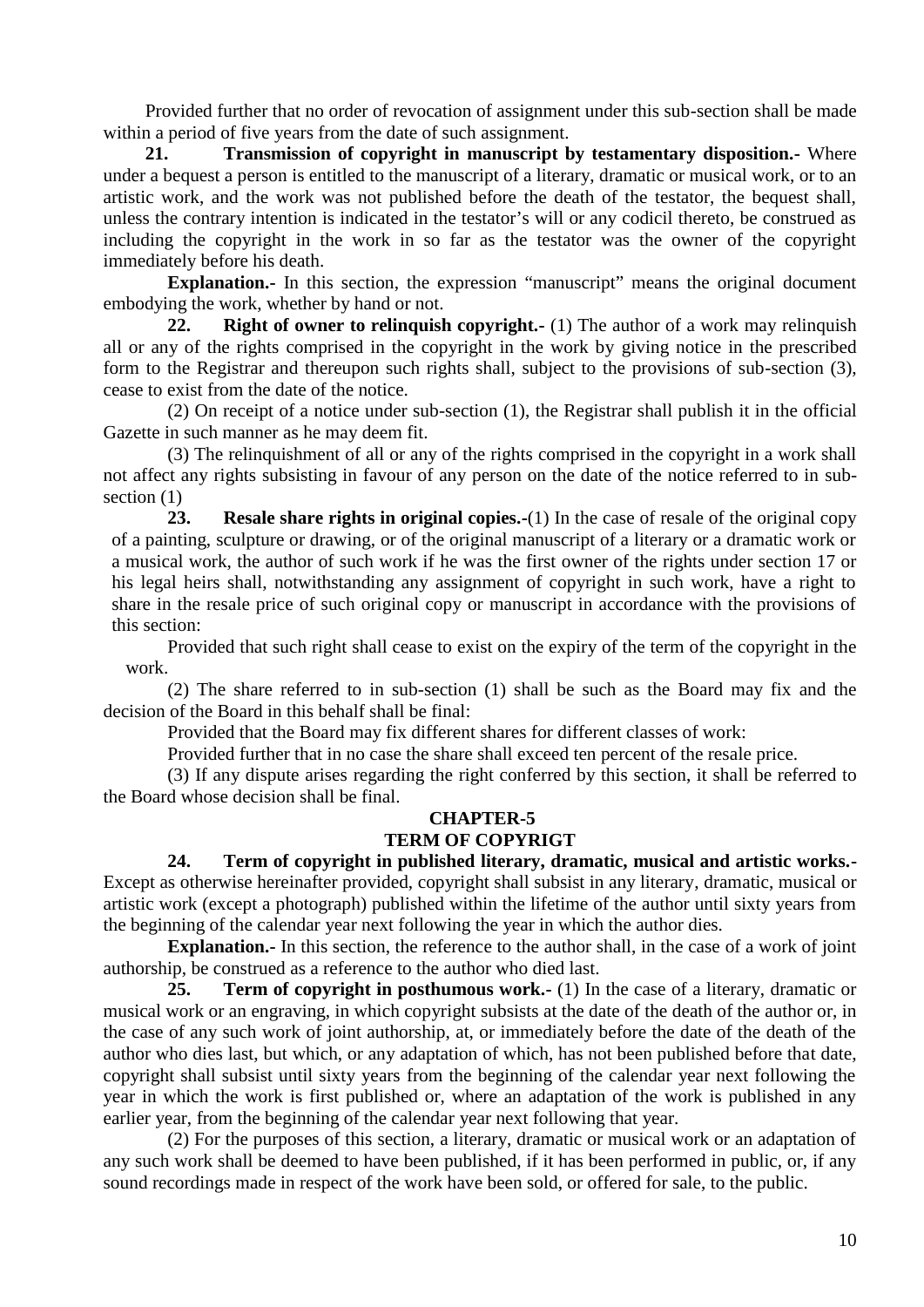Provided further that no order of revocation of assignment under this sub-section shall be made within a period of five years from the date of such assignment.

**21. Transmission of copyright in manuscript by testamentary disposition.-** Where under a bequest a person is entitled to the manuscript of a literary, dramatic or musical work, or to an artistic work, and the work was not published before the death of the testator, the bequest shall, unless the contrary intention is indicated in the testator's will or any codicil thereto, be construed as including the copyright in the work in so far as the testator was the owner of the copyright immediately before his death.

**Explanation.-** In this section, the expression "manuscript" means the original document embodying the work, whether by hand or not.

**22. Right of owner to relinquish copyright.-** (1) The author of a work may relinquish all or any of the rights comprised in the copyright in the work by giving notice in the prescribed form to the Registrar and thereupon such rights shall, subject to the provisions of sub-section (3), cease to exist from the date of the notice.

(2) On receipt of a notice under sub-section (1), the Registrar shall publish it in the official Gazette in such manner as he may deem fit.

(3) The relinquishment of all or any of the rights comprised in the copyright in a work shall not affect any rights subsisting in favour of any person on the date of the notice referred to in sub-section (1)

**23. Resale share rights in original copies.-**(1) In the case of resale of the original copy of a painting, sculpture or drawing, or of the original manuscript of a literary or a dramatic work or a musical work, the author of such work if he was the first owner of the rights under section 17 or his legal heirs shall, notwithstanding any assignment of copyright in such work, have a right to share in the resale price of such original copy or manuscript in accordance with the provisions of this section:

Provided that such right shall cease to exist on the expiry of the term of the copyright in the work.

(2) The share referred to in sub-section (1) shall be such as the Board may fix and the decision of the Board in this behalf shall be final:

Provided that the Board may fix different shares for different classes of work:

Provided further that in no case the share shall exceed ten percent of the resale price.

(3) If any dispute arises regarding the right conferred by this section, it shall be referred to the Board whose decision shall be final.

## CHAPTER-5
## TERM OF COPYRIGT

**24. Term of copyright in published literary, dramatic, musical and artistic works.-** Except as otherwise hereinafter provided, copyright shall subsist in any literary, dramatic, musical or artistic work (except a photograph) published within the lifetime of the author until sixty years from the beginning of the calendar year next following the year in which the author dies.

**Explanation.-** In this section, the reference to the author shall, in the case of a work of joint authorship, be construed as a reference to the author who died last.

**25. Term of copyright in posthumous work.-** (1) In the case of a literary, dramatic or musical work or an engraving, in which copyright subsists at the date of the death of the author or, in the case of any such work of joint authorship, at, or immediately before the date of the death of the author who dies last, but which, or any adaptation of which, has not been published before that date, copyright shall subsist until sixty years from the beginning of the calendar year next following the year in which the work is first published or, where an adaptation of the work is published in any earlier year, from the beginning of the calendar year next following that year.

(2) For the purposes of this section, a literary, dramatic or musical work or an adaptation of any such work shall be deemed to have been published, if it has been performed in public, or, if any sound recordings made in respect of the work have been sold, or offered for sale, to the public.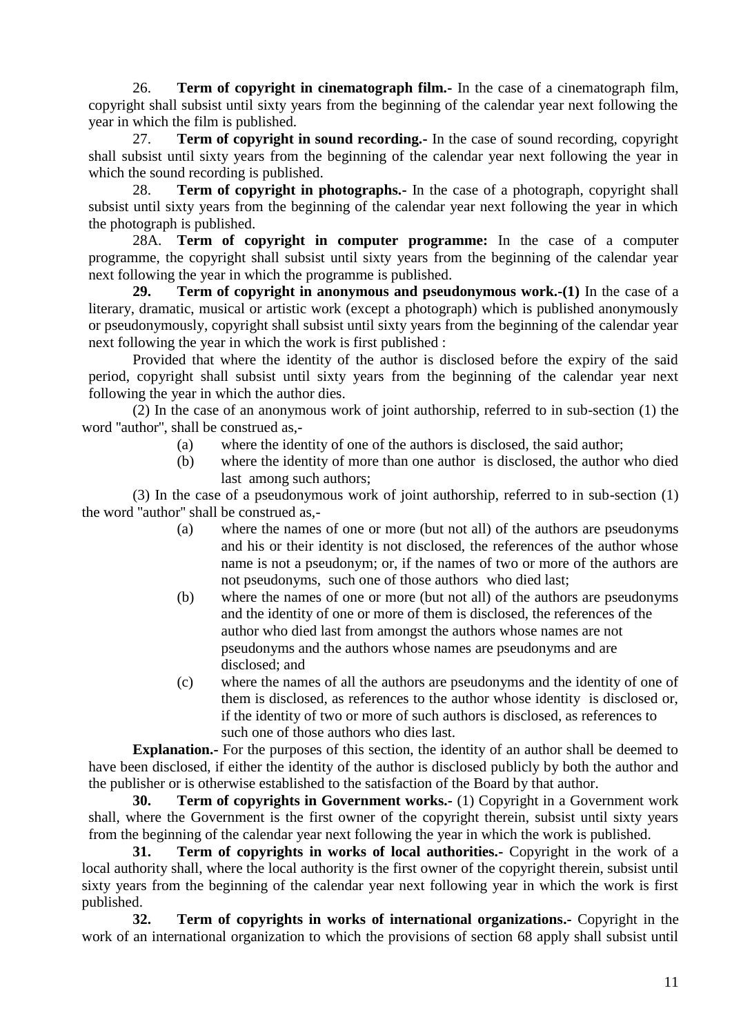26. **Term of copyright in cinematograph film.-** In the case of a cinematograph film, copyright shall subsist until sixty years from the beginning of the calendar year next following the year in which the film is published.

27. **Term of copyright in sound recording.-** In the case of sound recording, copyright shall subsist until sixty years from the beginning of the calendar year next following the year in which the sound recording is published.

28. **Term of copyright in photographs.-** In the case of a photograph, copyright shall subsist until sixty years from the beginning of the calendar year next following the year in which the photograph is published.

28A. **Term of copyright in computer programme:** In the case of a computer programme, the copyright shall subsist until sixty years from the beginning of the calendar year next following the year in which the programme is published.

**29. Term of copyright in anonymous and pseudonymous work.-(1)** In the case of a literary, dramatic, musical or artistic work (except a photograph) which is published anonymously or pseudonymously, copyright shall subsist until sixty years from the beginning of the calendar year next following the year in which the work is first published :

Provided that where the identity of the author is disclosed before the expiry of the said period, copyright shall subsist until sixty years from the beginning of the calendar year next following the year in which the author dies.

(2) In the case of an anonymous work of joint authorship, referred to in sub-section (1) the word "author", shall be construed as,-

(a) where the identity of one of the authors is disclosed, the said author;

(b) where the identity of more than one author is disclosed, the author who died last among such authors;

(3) In the case of a pseudonymous work of joint authorship, referred to in sub-section (1) the word "author" shall be construed as,-

(a) where the names of one or more (but not all) of the authors are pseudonyms and his or their identity is not disclosed, the references of the author whose name is not a pseudonym; or, if the names of two or more of the authors are not pseudonyms, such one of those authors who died last;

(b) where the names of one or more (but not all) of the authors are pseudonyms and the identity of one or more of them is disclosed, the references of the author who died last from amongst the authors whose names are not pseudonyms and the authors whose names are pseudonyms and are disclosed; and

(c) where the names of all the authors are pseudonyms and the identity of one of them is disclosed, as references to the author whose identity is disclosed or, if the identity of two or more of such authors is disclosed, as references to such one of those authors who dies last.

**Explanation.-** For the purposes of this section, the identity of an author shall be deemed to have been disclosed, if either the identity of the author is disclosed publicly by both the author and the publisher or is otherwise established to the satisfaction of the Board by that author.

**30. Term of copyrights in Government works.-** (1) Copyright in a Government work shall, where the Government is the first owner of the copyright therein, subsist until sixty years from the beginning of the calendar year next following the year in which the work is published.

**31. Term of copyrights in works of local authorities.-** Copyright in the work of a local authority shall, where the local authority is the first owner of the copyright therein, subsist until sixty years from the beginning of the calendar year next following year in which the work is first published.

**32. Term of copyrights in works of international organizations.-** Copyright in the work of an international organization to which the provisions of section 68 apply shall subsist until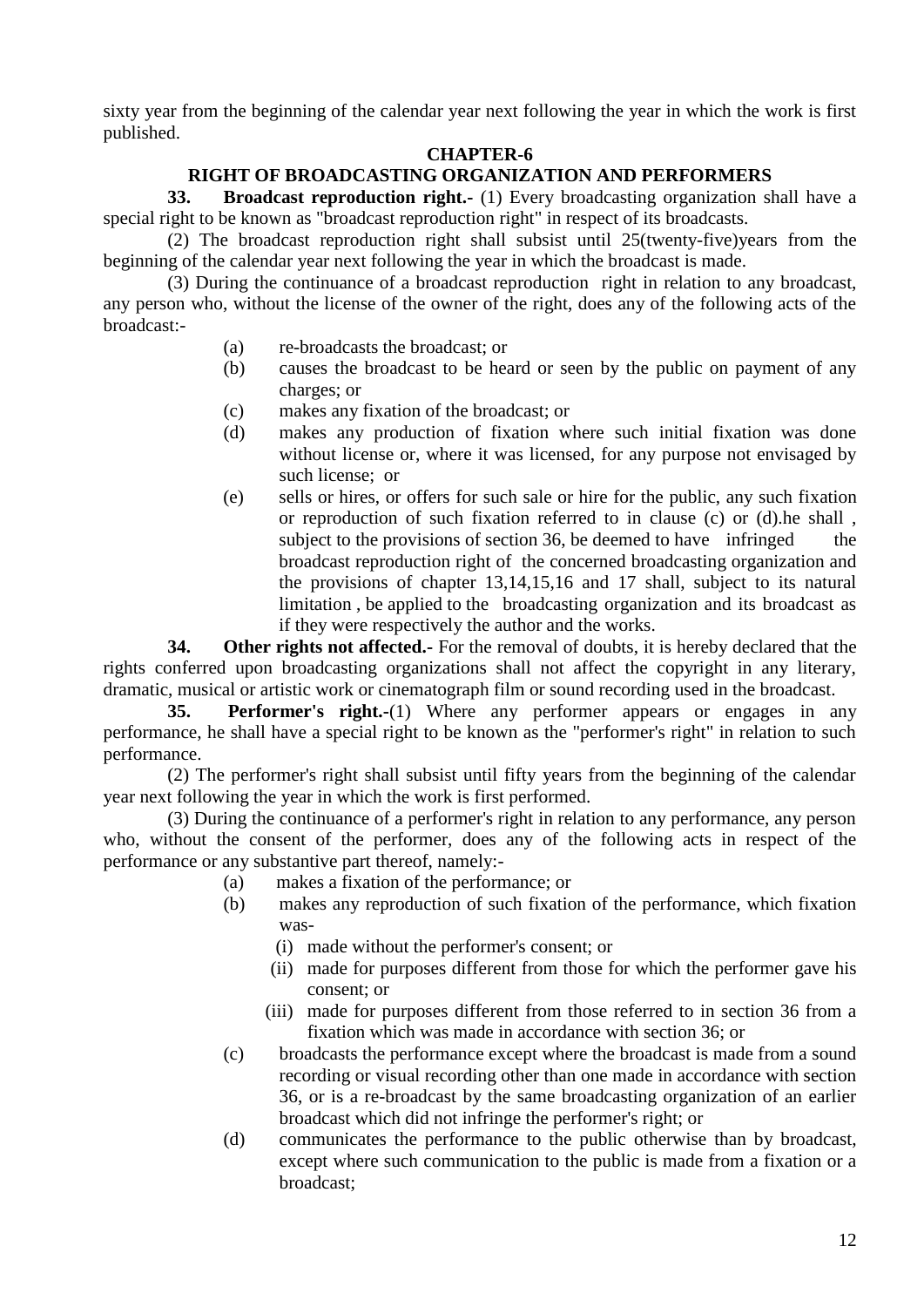sixty year from the beginning of the calendar year next following the year in which the work is first published.

## CHAPTER-6

## RIGHT OF BROADCASTING ORGANIZATION AND PERFORMERS

**33. Broadcast reproduction right.-** (1) Every broadcasting organization shall have a special right to be known as "broadcast reproduction right" in respect of its broadcasts.

(2) The broadcast reproduction right shall subsist until 25(twenty-five)years from the beginning of the calendar year next following the year in which the broadcast is made.

(3) During the continuance of a broadcast reproduction right in relation to any broadcast, any person who, without the license of the owner of the right, does any of the following acts of the broadcast:-

- (a) re-broadcasts the broadcast; or
- (b) causes the broadcast to be heard or seen by the public on payment of any charges; or
- (c) makes any fixation of the broadcast; or
- (d) makes any production of fixation where such initial fixation was done without license or, where it was licensed, for any purpose not envisaged by such license; or
- (e) sells or hires, or offers for such sale or hire for the public, any such fixation or reproduction of such fixation referred to in clause (c) or (d).he shall , subject to the provisions of section 36, be deemed to have infringed the broadcast reproduction right of the concerned broadcasting organization and the provisions of chapter 13,14,15,16 and 17 shall, subject to its natural limitation , be applied to the broadcasting organization and its broadcast as if they were respectively the author and the works.

**34. Other rights not affected.-** For the removal of doubts, it is hereby declared that the rights conferred upon broadcasting organizations shall not affect the copyright in any literary, musical or artistic work or cinematograph film or sound recording used in the broadcast.

**35. Performer's right.-**(1) Where any performer appears or engages in any performance, he shall have a special right to be known as the "performer's right" in relation to such performance.

(2) The performer's right shall subsist until fifty years from the beginning of the calendar year next following the year in which the work is first performed.

(3) During the continuance of a performer's right in relation to any performance, any person who, without the consent of the performer, does any of the following acts in respect of the performance or any substantive part thereof, namely:-

- (a) makes a fixation of the performance; or
- (b) makes any reproduction of such fixation of the performance, which fixation was-
  - (i) made without the performer's consent; or
  - (ii) made for purposes different from those for which the performer gave his consent; or
  - (iii) made for purposes different from those referred to in section 36 from a fixation which was made in accordance with section 36; or
- (c) broadcasts the performance except where the broadcast is made from a sound recording or visual recording other than one made in accordance with section 36, or is a re-broadcast by the same broadcasting organization of an earlier broadcast which did not infringe the performer's right; or
- (d) communicates the performance to the public otherwise than by broadcast, except where such communication to the public is made from a fixation or a broadcast;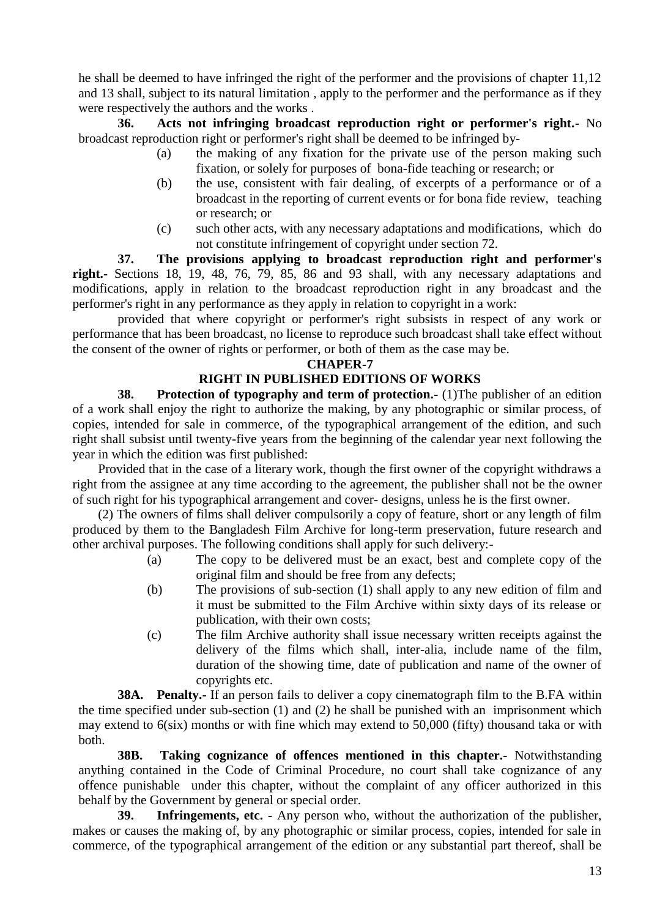he shall be deemed to have infringed the right of the performer and the provisions of chapter 11,12 and 13 shall, subject to its natural limitation , apply to the performer and the performance as if they were respectively the authors and the works .

**36. Acts not infringing broadcast reproduction right or performer's right.-** No broadcast reproduction right or performer's right shall be deemed to be infringed by-

(a) the making of any fixation for the private use of the person making such fixation, or solely for purposes of bona-fide teaching or research; or

(b) the use, consistent with fair dealing, of excerpts of a performance or of a broadcast in the reporting of current events or for bona fide review, teaching or research; or

(c) such other acts, with any necessary adaptations and modifications, which do not constitute infringement of copyright under section 72.

**37. The provisions applying to broadcast reproduction right and performer's right.-** Sections 18, 19, 48, 76, 79, 85, 86 and 93 shall, with any necessary adaptations and modifications, apply in relation to the broadcast reproduction right in any broadcast and the performer's right in any performance as they apply in relation to copyright in a work:

provided that where copyright or performer's right subsists in respect of any work or performance that has been broadcast, no license to reproduce such broadcast shall take effect without the consent of the owner of rights or performer, or both of them as the case may be.

## CHAPER-7

## RIGHT IN PUBLISHED EDITIONS OF WORKS

**38. Protection of typography and term of protection.-** (1)The publisher of an edition of a work shall enjoy the right to authorize the making, by any photographic or similar process, of copies, intended for sale in commerce, of the typographical arrangement of the edition, and such right shall subsist until twenty-five years from the beginning of the calendar year next following the year in which the edition was first published:

Provided that in the case of a literary work, though the first owner of the copyright withdraws a right from the assignee at any time according to the agreement, the publisher shall not be the owner of such right for his typographical arrangement and cover- designs, unless he is the first owner.

(2) The owners of films shall deliver compulsorily a copy of feature, short or any length of film produced by them to the Bangladesh Film Archive for long-term preservation, future research and other archival purposes. The following conditions shall apply for such delivery:-

(a) The copy to be delivered must be an exact, best and complete copy of the original film and should be free from any defects;

(b) The provisions of sub-section (1) shall apply to any new edition of film and it must be submitted to the Film Archive within sixty days of its release or publication, with their own costs;

(c) The film Archive authority shall issue necessary written receipts against the delivery of the films which shall, inter-alia, include name of the film, duration of the showing time, date of publication and name of the owner of copyrights etc.

**38A. Penalty.**- If an person fails to deliver a copy cinematograph film to the B.FA within the time specified under sub-section (1) and (2) he shall be punished with an imprisonment which may extend to 6(six) months or with fine which may extend to 50,000 (fifty) thousand taka or with both.

**38B. Taking cognizance of offences mentioned in this chapter.-** Notwithstanding anything contained in the Code of Criminal Procedure, no court shall take cognizance of any offence punishable under this chapter, without the complaint of any officer authorized in this behalf by the Government by general or special order.

**39. Infringements, etc. -** Any person who, without the authorization of the publisher, makes or causes the making of, by any photographic or similar process, copies, intended for sale in commerce, of the typographical arrangement of the edition or any substantial part thereof, shall be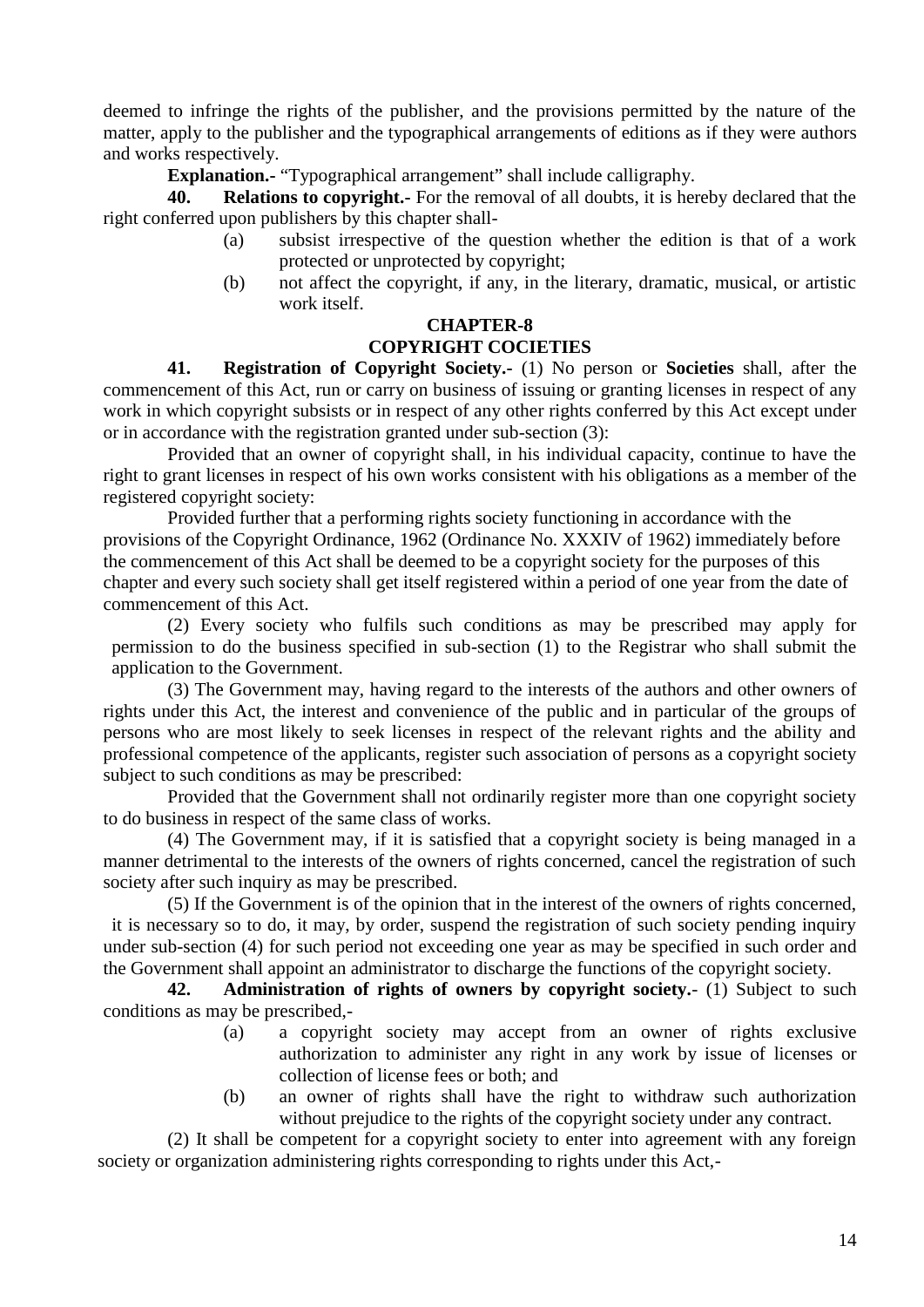deemed to infringe the rights of the publisher, and the provisions permitted by the nature of the matter, apply to the publisher and the typographical arrangements of editions as if they were authors and works respectively.

**Explanation.-** "Typographical arrangement" shall include calligraphy.

**40. Relations to copyright.-** For the removal of all doubts, it is hereby declared that the right conferred upon publishers by this chapter shall-

- (a) subsist irrespective of the question whether the edition is that of a work protected or unprotected by copyright;
- (b) not affect the copyright, if any, in the literary, dramatic, musical, or artistic work itself.

## CHAPTER-8
## COPYRIGHT COCIETIES

**41. Registration of Copyright Society.-** (1) No person or **Societies** shall, after the commencement of this Act, run or carry on business of issuing or granting licenses in respect of any work in which copyright subsists or in respect of any other rights conferred by this Act except under or in accordance with the registration granted under sub-section (3):

Provided that an owner of copyright shall, in his individual capacity, continue to have the right to grant licenses in respect of his own works consistent with his obligations as a member of the registered copyright society:

Provided further that a performing rights society functioning in accordance with the provisions of the Copyright Ordinance, 1962 (Ordinance No. XXXIV of 1962) immediately before the commencement of this Act shall be deemed to be a copyright society for the purposes of this chapter and every such society shall get itself registered within a period of one year from the date of commencement of this Act.

(2) Every society who fulfils such conditions as may be prescribed may apply for permission to do the business specified in sub-section (1) to the Registrar who shall submit the application to the Government.

(3) The Government may, having regard to the interests of the authors and other owners of rights under this Act, the interest and convenience of the public and in particular of the groups of persons who are most likely to seek licenses in respect of the relevant rights and the ability and professional competence of the applicants, register such association of persons as a copyright society subject to such conditions as may be prescribed:

Provided that the Government shall not ordinarily register more than one copyright society to do business in respect of the same class of works.

(4) The Government may, if it is satisfied that a copyright society is being managed in a manner detrimental to the interests of the owners of rights concerned, cancel the registration of such society after such inquiry as may be prescribed.

(5) If the Government is of the opinion that in the interest of the owners of rights concerned, it is necessary so to do, it may, by order, suspend the registration of such society pending inquiry under sub-section (4) for such period not exceeding one year as may be specified in such order and the Government shall appoint an administrator to discharge the functions of the copyright society.

**42. Administration of rights of owners by copyright society.-** (1) Subject to such conditions as may be prescribed,-

- (a) a copyright society may accept from an owner of rights exclusive authorization to administer any right in any work by issue of licenses or collection of license fees or both; and
- (b) an owner of rights shall have the right to withdraw such authorization without prejudice to the rights of the copyright society under any contract.

(2) It shall be competent for a copyright society to enter into agreement with any foreign society or organization administering rights corresponding to rights under this Act,-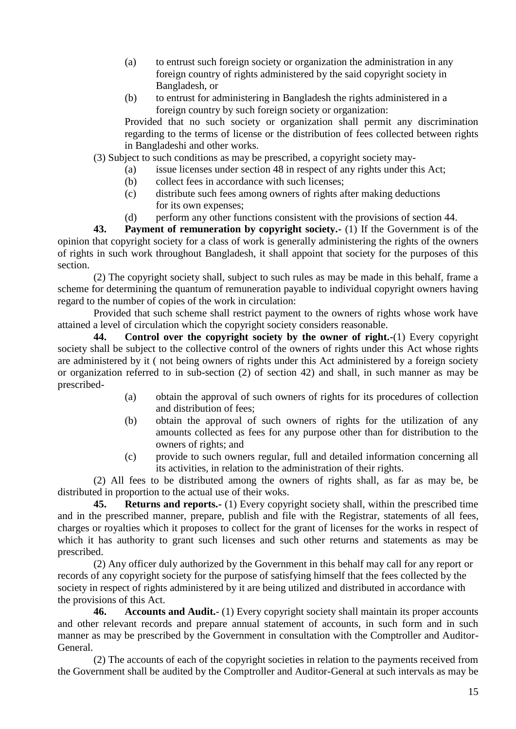(a) to entrust such foreign society or organization the administration in any foreign country of rights administered by the said copyright society in Bangladesh, or

(b) to entrust for administering in Bangladesh the rights administered in a foreign country by such foreign society or organization:

Provided that no such society or organization shall permit any discrimination regarding to the terms of license or the distribution of fees collected between rights in Bangladeshi and other works.

(3) Subject to such conditions as may be prescribed, a copyright society may-

(a) issue licenses under section 48 in respect of any rights under this Act;

(b) collect fees in accordance with such licenses;

(c) distribute such fees among owners of rights after making deductions for its own expenses;

(d) perform any other functions consistent with the provisions of section 44.

**43. Payment of remuneration by copyright society.-** (1) If the Government is of the opinion that copyright society for a class of work is generally administering the rights of the owners of rights in such work throughout Bangladesh, it shall appoint that society for the purposes of this section.

(2) The copyright society shall, subject to such rules as may be made in this behalf, frame a scheme for determining the quantum of remuneration payable to individual copyright owners having regard to the number of copies of the work in circulation:

Provided that such scheme shall restrict payment to the owners of rights whose work have attained a level of circulation which the copyright society considers reasonable.

**44. Control over the copyright society by the owner of right.-**(1) Every copyright society shall be subject to the collective control of the owners of rights under this Act whose rights are administered by it ( not being owners of rights under this Act administered by a foreign society or organization referred to in sub-section (2) of section 42) and shall, in such manner as may be prescribed-

(a) obtain the approval of such owners of rights for its procedures of collection and distribution of fees;

(b) obtain the approval of such owners of rights for the utilization of any amounts collected as fees for any purpose other than for distribution to the owners of rights; and

(c) provide to such owners regular, full and detailed information concerning all its activities, in relation to the administration of their rights.

(2) All fees to be distributed among the owners of rights shall, as far as may be, be distributed in proportion to the actual use of their woks.

**45. Returns and reports.-** (1) Every copyright society shall, within the prescribed time and in the prescribed manner, prepare, publish and file with the Registrar, statements of all fees, charges or royalties which it proposes to collect for the grant of licenses for the works in respect of which it has authority to grant such licenses and such other returns and statements as may be prescribed.

(2) Any officer duly authorized by the Government in this behalf may call for any report or records of any copyright society for the purpose of satisfying himself that the fees collected by the society in respect of rights administered by it are being utilized and distributed in accordance with the provisions of this Act.

**46. Accounts and Audit.-** (1) Every copyright society shall maintain its proper accounts and other relevant records and prepare annual statement of accounts, in such form and in such manner as may be prescribed by the Government in consultation with the Comptroller and Auditor-General.

(2) The accounts of each of the copyright societies in relation to the payments received from the Government shall be audited by the Comptroller and Auditor-General at such intervals as may be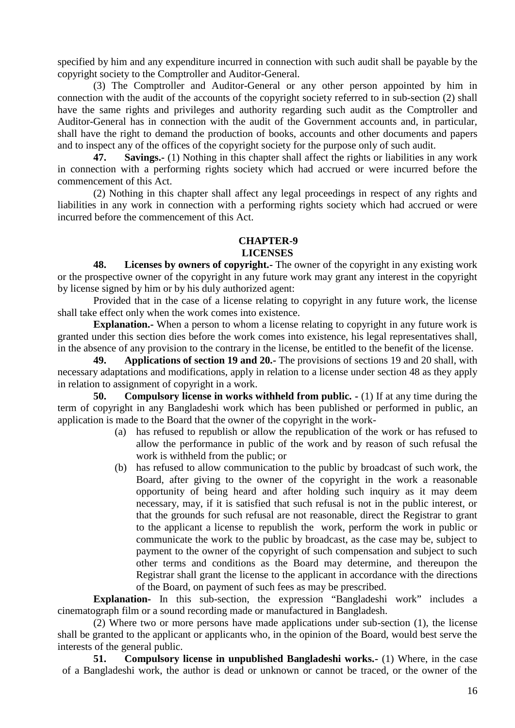specified by him and any expenditure incurred in connection with such audit shall be payable by the copyright society to the Comptroller and Auditor-General.

(3) The Comptroller and Auditor-General or any other person appointed by him in connection with the audit of the accounts of the copyright society referred to in sub-section (2) shall have the same rights and privileges and authority regarding such audit as the Comptroller and Auditor-General has in connection with the audit of the Government accounts and, in particular, shall have the right to demand the production of books, accounts and other documents and papers and to inspect any of the offices of the copyright society for the purpose only of such audit.

**47. Savings.-** (1) Nothing in this chapter shall affect the rights or liabilities in any work in connection with a performing rights society which had accrued or were incurred before the commencement of this Act.

(2) Nothing in this chapter shall affect any legal proceedings in respect of any rights and liabilities in any work in connection with a performing rights society which had accrued or were incurred before the commencement of this Act.

## CHAPTER-9
## LICENSES

**48. Licenses by owners of copyright.-** The owner of the copyright in any existing work or the prospective owner of the copyright in any future work may grant any interest in the copyright by license signed by him or by his duly authorized agent:

Provided that in the case of a license relating to copyright in any future work, the license shall take effect only when the work comes into existence.

**Explanation.-** When a person to whom a license relating to copyright in any future work is granted under this section dies before the work comes into existence, his legal representatives shall, in the absence of any provision to the contrary in the license, be entitled to the benefit of the license.

**49. Applications of section 19 and 20.-** The provisions of sections 19 and 20 shall, with necessary adaptations and modifications, apply in relation to a license under section 48 as they apply in relation to assignment of copyright in a work.

**50. Compulsory license in works withheld from public. -** (1) If at any time during the term of copyright in any Bangladeshi work which has been published or performed in public, an application is made to the Board that the owner of the copyright in the work-

(a) has refused to republish or allow the republication of the work or has refused to allow the performance in public of the work and by reason of such refusal the work is withheld from the public; or

(b) has refused to allow communication to the public by broadcast of such work, the Board, after giving to the owner of the copyright in the work a reasonable opportunity of being heard and after holding such inquiry as it may deem necessary, may, if it is satisfied that such refusal is not in the public interest, or that the grounds for such refusal are not reasonable, direct the Registrar to grant to the applicant a license to republish the work, perform the work in public or communicate the work to the public by broadcast, as the case may be, subject to payment to the owner of the copyright of such compensation and subject to such other terms and conditions as the Board may determine, and thereupon the Registrar shall grant the license to the applicant in accordance with the directions of the Board, on payment of such fees as may be prescribed.

**Explanation-** In this sub-section, the expression "Bangladeshi work" includes a cinematograph film or a sound recording made or manufactured in Bangladesh.

(2) Where two or more persons have made applications under sub-section (1), the license shall be granted to the applicant or applicants who, in the opinion of the Board, would best serve the interests of the general public.

**51. Compulsory license in unpublished Bangladeshi works.-** (1) Where, in the case of a Bangladeshi work, the author is dead or unknown or cannot be traced, or the owner of the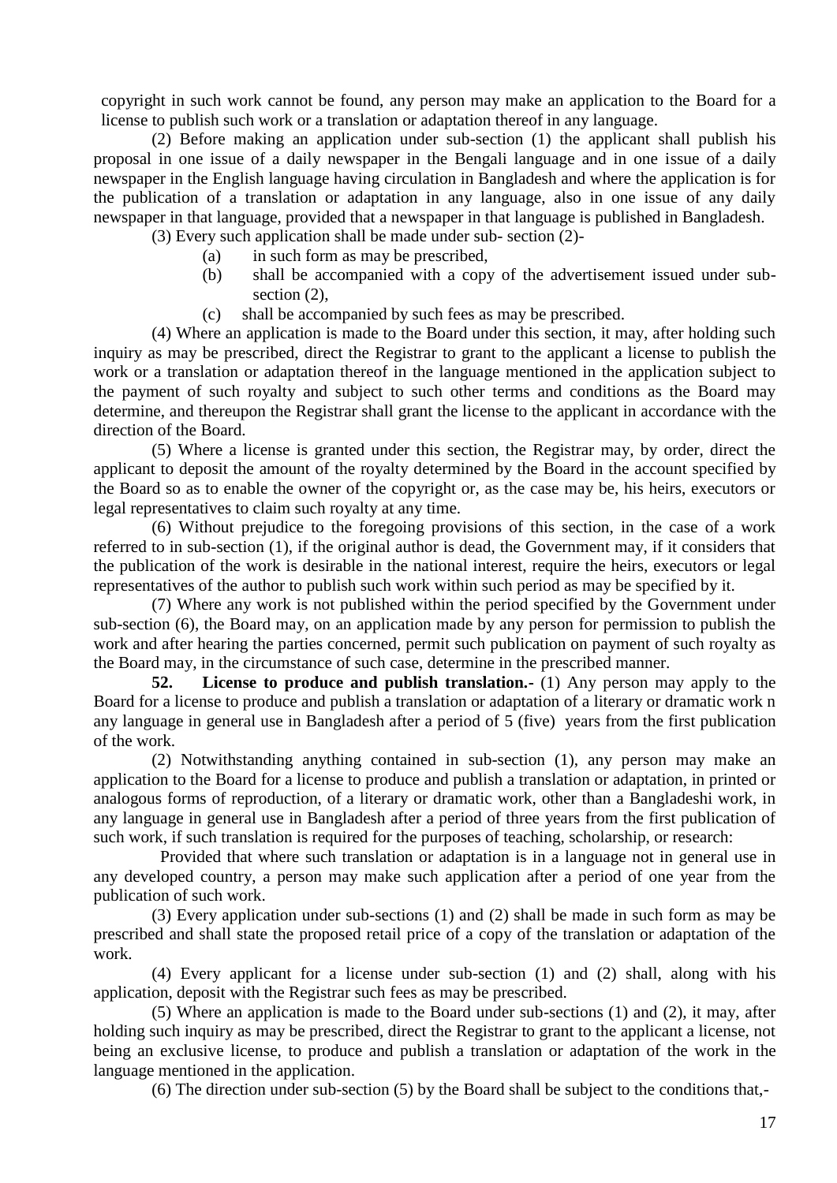copyright in such work cannot be found, any person may make an application to the Board for a license to publish such work or a translation or adaptation thereof in any language.

(2) Before making an application under sub-section (1) the applicant shall publish his proposal in one issue of a daily newspaper in the Bengali language and in one issue of a daily newspaper in the English language having circulation in Bangladesh and where the application is for the publication of a translation or adaptation in any language, also in one issue of any daily newspaper in that language, provided that a newspaper in that language is published in Bangladesh.

(3) Every such application shall be made under sub- section (2)-

(a) in such form as may be prescribed,

(b) shall be accompanied with a copy of the advertisement issued under sub-section (2),

(c) shall be accompanied by such fees as may be prescribed.

(4) Where an application is made to the Board under this section, it may, after holding such inquiry as may be prescribed, direct the Registrar to grant to the applicant a license to publish the work or a translation or adaptation thereof in the language mentioned in the application subject to the payment of such royalty and subject to such other terms and conditions as the Board may determine, and thereupon the Registrar shall grant the license to the applicant in accordance with the direction of the Board.

(5) Where a license is granted under this section, the Registrar may, by order, direct the applicant to deposit the amount of the royalty determined by the Board in the account specified by the Board so as to enable the owner of the copyright or, as the case may be, his heirs, executors or legal representatives to claim such royalty at any time.

(6) Without prejudice to the foregoing provisions of this section, in the case of a work referred to in sub-section (1), if the original author is dead, the Government may, if it considers that the publication of the work is desirable in the national interest, require the heirs, executors or legal representatives of the author to publish such work within such period as may be specified by it.

(7) Where any work is not published within the period specified by the Government under sub-section (6), the Board may, on an application made by any person for permission to publish the work and after hearing the parties concerned, permit such publication on payment of such royalty as the Board may, in the circumstance of such case, determine in the prescribed manner.

**52. License to produce and publish translation.-** (1) Any person may apply to the Board for a license to produce and publish a translation or adaptation of a literary or dramatic work n any language in general use in Bangladesh after a period of 5 (five) years from the first publication of the work.

(2) Notwithstanding anything contained in sub-section (1), any person may make an application to the Board for a license to produce and publish a translation or adaptation, in printed or analogous forms of reproduction, of a literary or dramatic work, other than a Bangladeshi work, in any language in general use in Bangladesh after a period of three years from the first publication of such work, if such translation is required for the purposes of teaching, scholarship, or research:

Provided that where such translation or adaptation is in a language not in general use in any developed country, a person may make such application after a period of one year from the publication of such work.

(3) Every application under sub-sections (1) and (2) shall be made in such form as may be prescribed and shall state the proposed retail price of a copy of the translation or adaptation of the work.

(4) Every applicant for a license under sub-section (1) and (2) shall, along with his application, deposit with the Registrar such fees as may be prescribed.

(5) Where an application is made to the Board under sub-sections (1) and (2), it may, after holding such inquiry as may be prescribed, direct the Registrar to grant to the applicant a license, not being an exclusive license, to produce and publish a translation or adaptation of the work in the language mentioned in the application.

(6) The direction under sub-section (5) by the Board shall be subject to the conditions that,-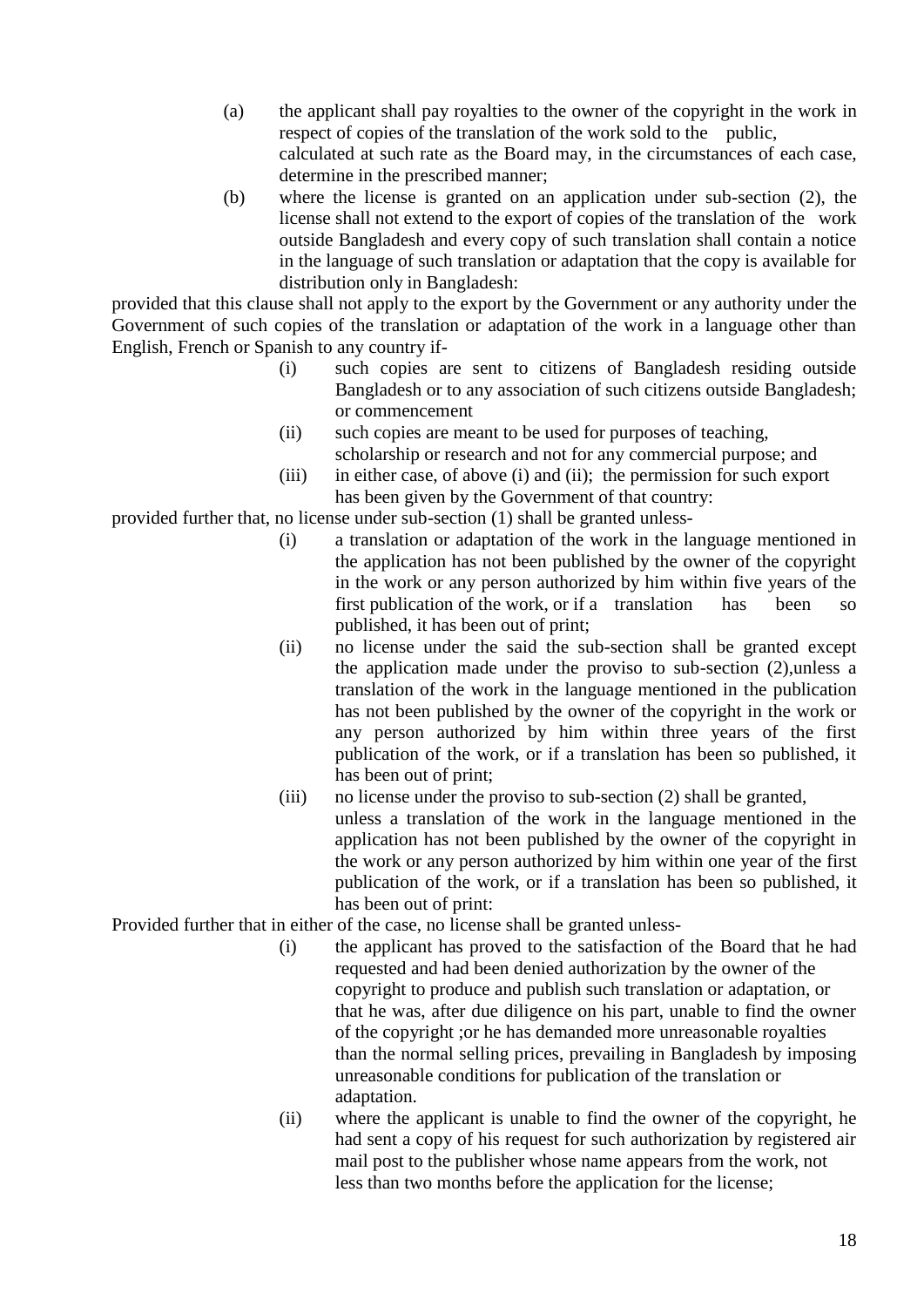(a) the applicant shall pay royalties to the owner of the copyright in the work in respect of copies of the translation of the work sold to the public, calculated at such rate as the Board may, in the circumstances of each case, determine in the prescribed manner;

(b) where the license is granted on an application under sub-section (2), the license shall not extend to the export of copies of the translation of the work outside Bangladesh and every copy of such translation shall contain a notice in the language of such translation or adaptation that the copy is available for distribution only in Bangladesh:

provided that this clause shall not apply to the export by the Government or any authority under the Government of such copies of the translation or adaptation of the work in a language other than English, French or Spanish to any country if-

(i) such copies are sent to citizens of Bangladesh residing outside Bangladesh or to any association of such citizens outside Bangladesh; or commencement

(ii) such copies are meant to be used for purposes of teaching, scholarship or research and not for any commercial purpose; and

(iii) in either case, of above (i) and (ii); the permission for such export has been given by the Government of that country:

provided further that, no license under sub-section (1) shall be granted unless-

(i) a translation or adaptation of the work in the language mentioned in the application has not been published by the owner of the copyright in the work or any person authorized by him within five years of the first publication of the work, or if a translation has been so published, it has been out of print;

(ii) no license under the said the sub-section shall be granted except the application made under the proviso to sub-section (2),unless a translation of the work in the language mentioned in the publication has not been published by the owner of the copyright in the work or any person authorized by him within three years of the first publication of the work, or if a translation has been so published, it has been out of print;

(iii) no license under the proviso to sub-section (2) shall be granted, unless a translation of the work in the language mentioned in the application has not been published by the owner of the copyright in the work or any person authorized by him within one year of the first publication of the work, or if a translation has been so published, it has been out of print:

Provided further that in either of the case, no license shall be granted unless-

(i) the applicant has proved to the satisfaction of the Board that he had requested and had been denied authorization by the owner of the copyright to produce and publish such translation or adaptation, or that he was, after due diligence on his part, unable to find the owner of the copyright ;or he has demanded more unreasonable royalties than the normal selling prices, prevailing in Bangladesh by imposing unreasonable conditions for publication of the translation or adaptation.

(ii) where the applicant is unable to find the owner of the copyright, he had sent a copy of his request for such authorization by registered air mail post to the publisher whose name appears from the work, not less than two months before the application for the license;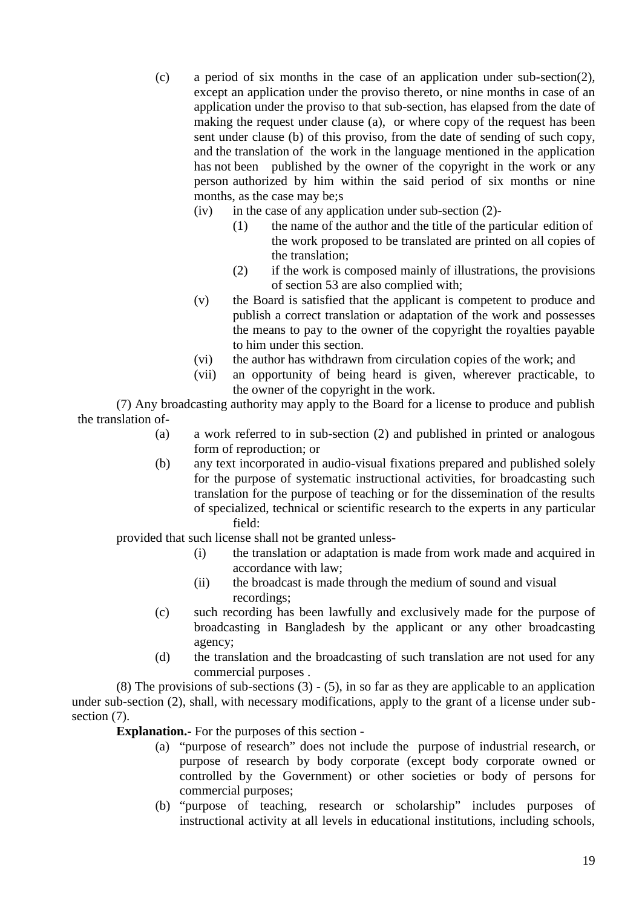(c) a period of six months in the case of an application under sub-section(2), except an application under the proviso thereto, or nine months in case of an application under the proviso to that sub-section, has elapsed from the date of making the request under clause (a), or where copy of the request has been sent under clause (b) of this proviso, from the date of sending of such copy, and the translation of the work in the language mentioned in the application has not been published by the owner of the copyright in the work or any person authorized by him within the said period of six months or nine months, as the case may be;s

(iv) in the case of any application under sub-section (2)-

(1) the name of the author and the title of the particular edition of the work proposed to be translated are printed on all copies of the translation;

(2) if the work is composed mainly of illustrations, the provisions of section 53 are also complied with;

(v) the Board is satisfied that the applicant is competent to produce and publish a correct translation or adaptation of the work and possesses the means to pay to the owner of the copyright the royalties payable to him under this section.

(vi) the author has withdrawn from circulation copies of the work; and

(vii) an opportunity of being heard is given, wherever practicable, to the owner of the copyright in the work.

(7) Any broadcasting authority may apply to the Board for a license to produce and publish the translation of-

(a) a work referred to in sub-section (2) and published in printed or analogous form of reproduction; or

(b) any text incorporated in audio-visual fixations prepared and published solely for the purpose of systematic instructional activities, for broadcasting such translation for the purpose of teaching or for the dissemination of the results of specialized, technical or scientific research to the experts in any particular field:

provided that such license shall not be granted unless-

(i) the translation or adaptation is made from work made and acquired in accordance with law;

(ii) the broadcast is made through the medium of sound and visual recordings;

(c) such recording has been lawfully and exclusively made for the purpose of broadcasting in Bangladesh by the applicant or any other broadcasting agency;

(d) the translation and the broadcasting of such translation are not used for any commercial purposes .

(8) The provisions of sub-sections (3) - (5), in so far as they are applicable to an application under sub-section (2), shall, with necessary modifications, apply to the grant of a license under sub-section (7).

**Explanation.-** For the purposes of this section -

(a) "purpose of research" does not include the purpose of industrial research, or purpose of research by body corporate (except body corporate owned or controlled by the Government) or other societies or body of persons for commercial purposes;

(b) "purpose of teaching, research or scholarship" includes purposes of instructional activity at all levels in educational institutions, including schools,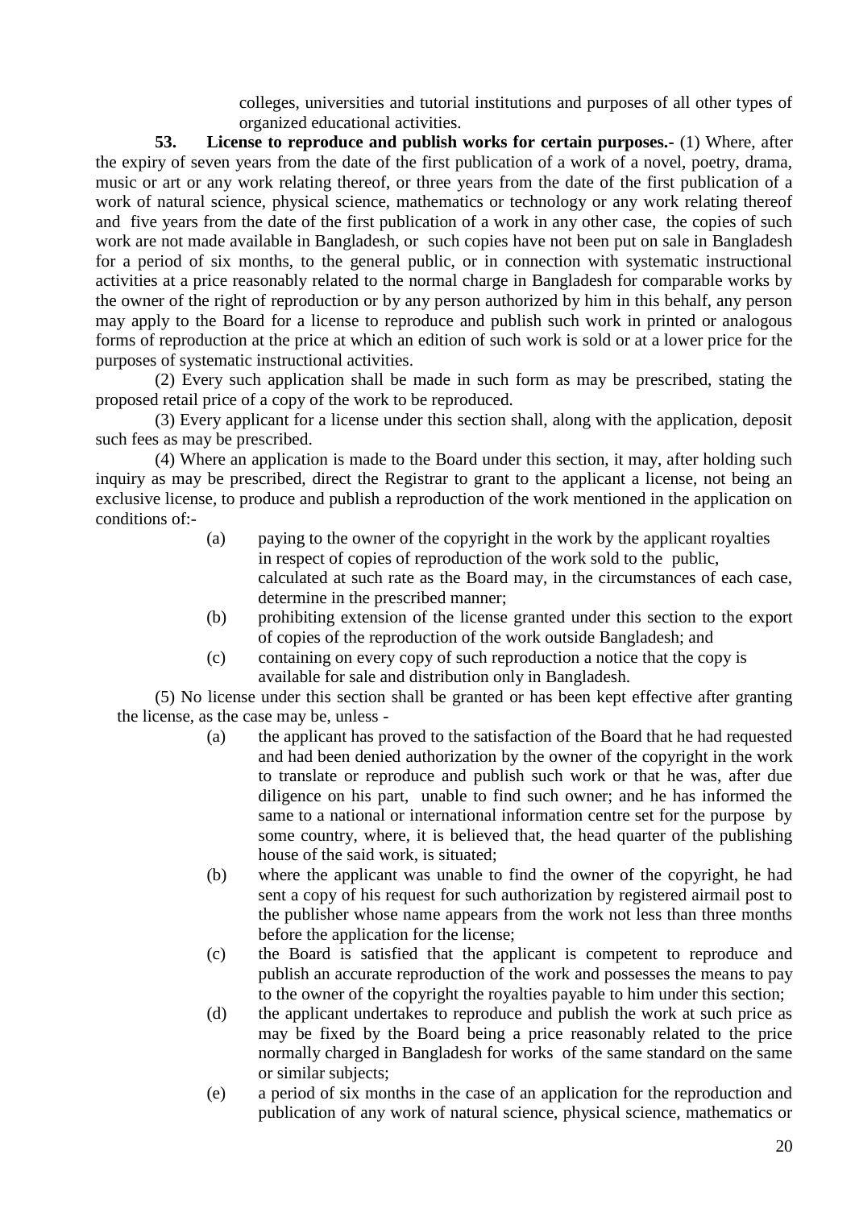colleges, universities and tutorial institutions and purposes of all other types of organized educational activities.

**53. License to reproduce and publish works for certain purposes.-** (1) Where, after the expiry of seven years from the date of the first publication of a work of a novel, poetry, drama, music or art or any work relating thereof, or three years from the date of the first publication of a work of natural science, physical science, mathematics or technology or any work relating thereof and five years from the date of the first publication of a work in any other case, the copies of such work are not made available in Bangladesh, or such copies have not been put on sale in Bangladesh for a period of six months, to the general public, or in connection with systematic instructional activities at a price reasonably related to the normal charge in Bangladesh for comparable works by the owner of the right of reproduction or by any person authorized by him in this behalf, any person may apply to the Board for a license to reproduce and publish such work in printed or analogous forms of reproduction at the price at which an edition of such work is sold or at a lower price for the purposes of systematic instructional activities.

(2) Every such application shall be made in such form as may be prescribed, stating the proposed retail price of a copy of the work to be reproduced.

(3) Every applicant for a license under this section shall, along with the application, deposit such fees as may be prescribed.

(4) Where an application is made to the Board under this section, it may, after holding such inquiry as may be prescribed, direct the Registrar to grant to the applicant a license, not being an exclusive license, to produce and publish a reproduction of the work mentioned in the application on conditions of:-

(a) paying to the owner of the copyright in the work by the applicant royalties in respect of copies of reproduction of the work sold to the public, calculated at such rate as the Board may, in the circumstances of each case, determine in the prescribed manner;

(b) prohibiting extension of the license granted under this section to the export of copies of the reproduction of the work outside Bangladesh; and

(c) containing on every copy of such reproduction a notice that the copy is available for sale and distribution only in Bangladesh.

(5) No license under this section shall be granted or has been kept effective after granting the license, as the case may be, unless -

(a) the applicant has proved to the satisfaction of the Board that he had requested and had been denied authorization by the owner of the copyright in the work to translate or reproduce and publish such work or that he was, after due diligence on his part, unable to find such owner; and he has informed the same to a national or international information centre set for the purpose by some country, where, it is believed that, the head quarter of the publishing house of the said work, is situated;

(b) where the applicant was unable to find the owner of the copyright, he had sent a copy of his request for such authorization by registered airmail post to the publisher whose name appears from the work not less than three months before the application for the license;

(c) the Board is satisfied that the applicant is competent to reproduce and publish an accurate reproduction of the work and possesses the means to pay to the owner of the copyright the royalties payable to him under this section;

(d) the applicant undertakes to reproduce and publish the work at such price as may be fixed by the Board being a price reasonably related to the price normally charged in Bangladesh for works of the same standard on the same or similar subjects;

(e) a period of six months in the case of an application for the reproduction and publication of any work of natural science, physical science, mathematics or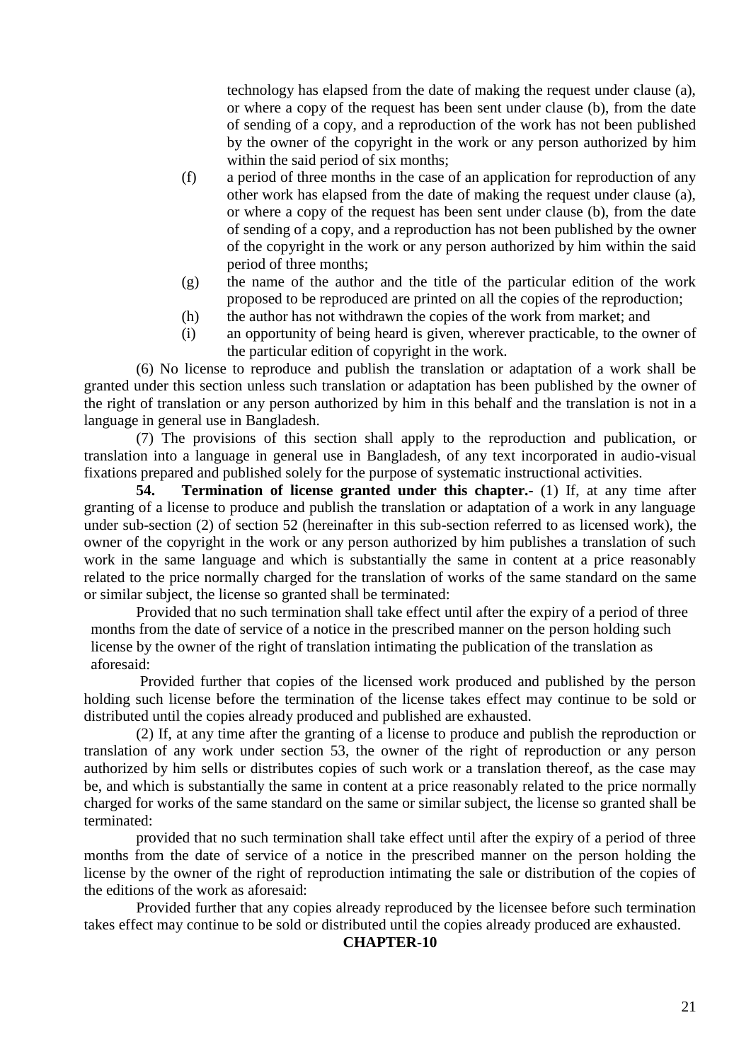technology has elapsed from the date of making the request under clause (a), or where a copy of the request has been sent under clause (b), from the date of sending of a copy, and a reproduction of the work has not been published by the owner of the copyright in the work or any person authorized by him within the said period of six months;

(f) a period of three months in the case of an application for reproduction of any other work has elapsed from the date of making the request under clause (a), or where a copy of the request has been sent under clause (b), from the date of sending of a copy, and a reproduction has not been published by the owner of the copyright in the work or any person authorized by him within the said period of three months;

(g) the name of the author and the title of the particular edition of the work proposed to be reproduced are printed on all the copies of the reproduction;

(h) the author has not withdrawn the copies of the work from market; and

(i) an opportunity of being heard is given, wherever practicable, to the owner of the particular edition of copyright in the work.

(6) No license to reproduce and publish the translation or adaptation of a work shall be granted under this section unless such translation or adaptation has been published by the owner of the right of translation or any person authorized by him in this behalf and the translation is not in a language in general use in Bangladesh.

(7) The provisions of this section shall apply to the reproduction and publication, or translation into a language in general use in Bangladesh, of any text incorporated in audio-visual fixations prepared and published solely for the purpose of systematic instructional activities.

**54. Termination of license granted under this chapter.-** (1) If, at any time after granting of a license to produce and publish the translation or adaptation of a work in any language under sub-section (2) of section 52 (hereinafter in this sub-section referred to as licensed work), the owner of the copyright in the work or any person authorized by him publishes a translation of such work in the same language and which is substantially the same in content at a price reasonably related to the price normally charged for the translation of works of the same standard on the same or similar subject, the license so granted shall be terminated:

Provided that no such termination shall take effect until after the expiry of a period of three months from the date of service of a notice in the prescribed manner on the person holding such license by the owner of the right of translation intimating the publication of the translation as aforesaid:

Provided further that copies of the licensed work produced and published by the person holding such license before the termination of the license takes effect may continue to be sold or distributed until the copies already produced and published are exhausted.

(2) If, at any time after the granting of a license to produce and publish the reproduction or translation of any work under section 53, the owner of the right of reproduction or any person authorized by him sells or distributes copies of such work or a translation thereof, as the case may be, and which is substantially the same in content at a price reasonably related to the price normally charged for works of the same standard on the same or similar subject, the license so granted shall be terminated:

provided that no such termination shall take effect until after the expiry of a period of three months from the date of service of a notice in the prescribed manner on the person holding the license by the owner of the right of reproduction intimating the sale or distribution of the copies of the editions of the work as aforesaid:

Provided further that any copies already reproduced by the licensee before such termination takes effect may continue to be sold or distributed until the copies already produced are exhausted.

## CHAPTER-10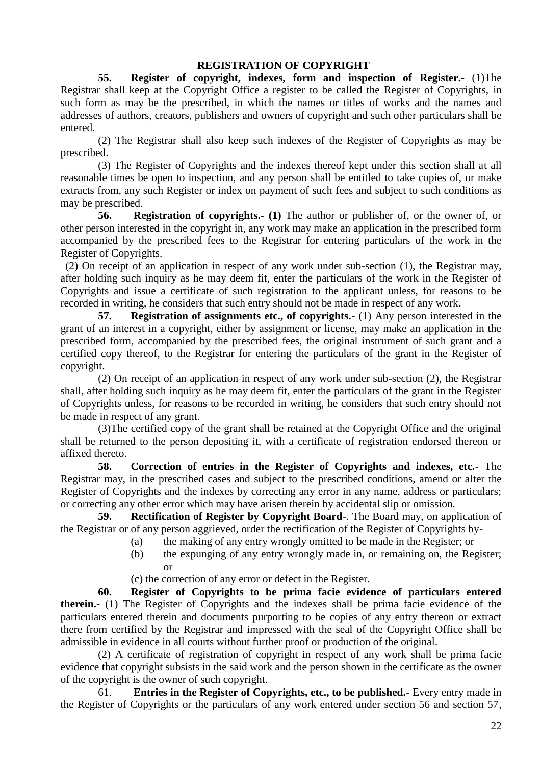## REGISTRATION OF COPYRIGHT

**55. Register of copyright, indexes, form and inspection of Register.-** (1)The Registrar shall keep at the Copyright Office a register to be called the Register of Copyrights, in such form as may be the prescribed, in which the names or titles of works and the names and addresses of authors, creators, publishers and owners of copyright and such other particulars shall be entered.

(2) The Registrar shall also keep such indexes of the Register of Copyrights as may be prescribed.

(3) The Register of Copyrights and the indexes thereof kept under this section shall at all reasonable times be open to inspection, and any person shall be entitled to take copies of, or make extracts from, any such Register or index on payment of such fees and subject to such conditions as may be prescribed.

**56. Registration of copyrights.- (1)** The author or publisher of, or the owner of, or other person interested in the copyright in, any work may make an application in the prescribed form accompanied by the prescribed fees to the Registrar for entering particulars of the work in the Register of Copyrights.

(2) On receipt of an application in respect of any work under sub-section (1), the Registrar may, after holding such inquiry as he may deem fit, enter the particulars of the work in the Register of Copyrights and issue a certificate of such registration to the applicant unless, for reasons to be recorded in writing, he considers that such entry should not be made in respect of any work.

**57. Registration of assignments etc., of copyrights.-** (1) Any person interested in the grant of an interest in a copyright, either by assignment or license, may make an application in the prescribed form, accompanied by the prescribed fees, the original instrument of such grant and a certified copy thereof, to the Registrar for entering the particulars of the grant in the Register of copyright.

(2) On receipt of an application in respect of any work under sub-section (2), the Registrar shall, after holding such inquiry as he may deem fit, enter the particulars of the grant in the Register of Copyrights unless, for reasons to be recorded in writing, he considers that such entry should not be made in respect of any grant.

(3)The certified copy of the grant shall be retained at the Copyright Office and the original shall be returned to the person depositing it, with a certificate of registration endorsed thereon or affixed thereto.

**58. Correction of entries in the Register of Copyrights and indexes, etc.-** The Registrar may, in the prescribed cases and subject to the prescribed conditions, amend or alter the Register of Copyrights and the indexes by correcting any error in any name, address or particulars; or correcting any other error which may have arisen therein by accidental slip or omission.

**59. Rectification of Register by Copyright Board**-. The Board may, on application of the Registrar or of any person aggrieved, order the rectification of the Register of Copyrights by-

(a) the making of any entry wrongly omitted to be made in the Register; or

(b) the expunging of any entry wrongly made in, or remaining on, the Register; or

(c) the correction of any error or defect in the Register.

**60. Register of Copyrights to be prima facie evidence of particulars entered therein.-** (1) The Register of Copyrights and the indexes shall be prima facie evidence of the particulars entered therein and documents purporting to be copies of any entry thereon or extract there from certified by the Registrar and impressed with the seal of the Copyright Office shall be admissible in evidence in all courts without further proof or production of the original.

(2) A certificate of registration of copyright in respect of any work shall be prima facie evidence that copyright subsists in the said work and the person shown in the certificate as the owner of the copyright is the owner of such copyright.

61. **Entries in the Register of Copyrights, etc., to be published.-** Every entry made in the Register of Copyrights or the particulars of any work entered under section 56 and section 57,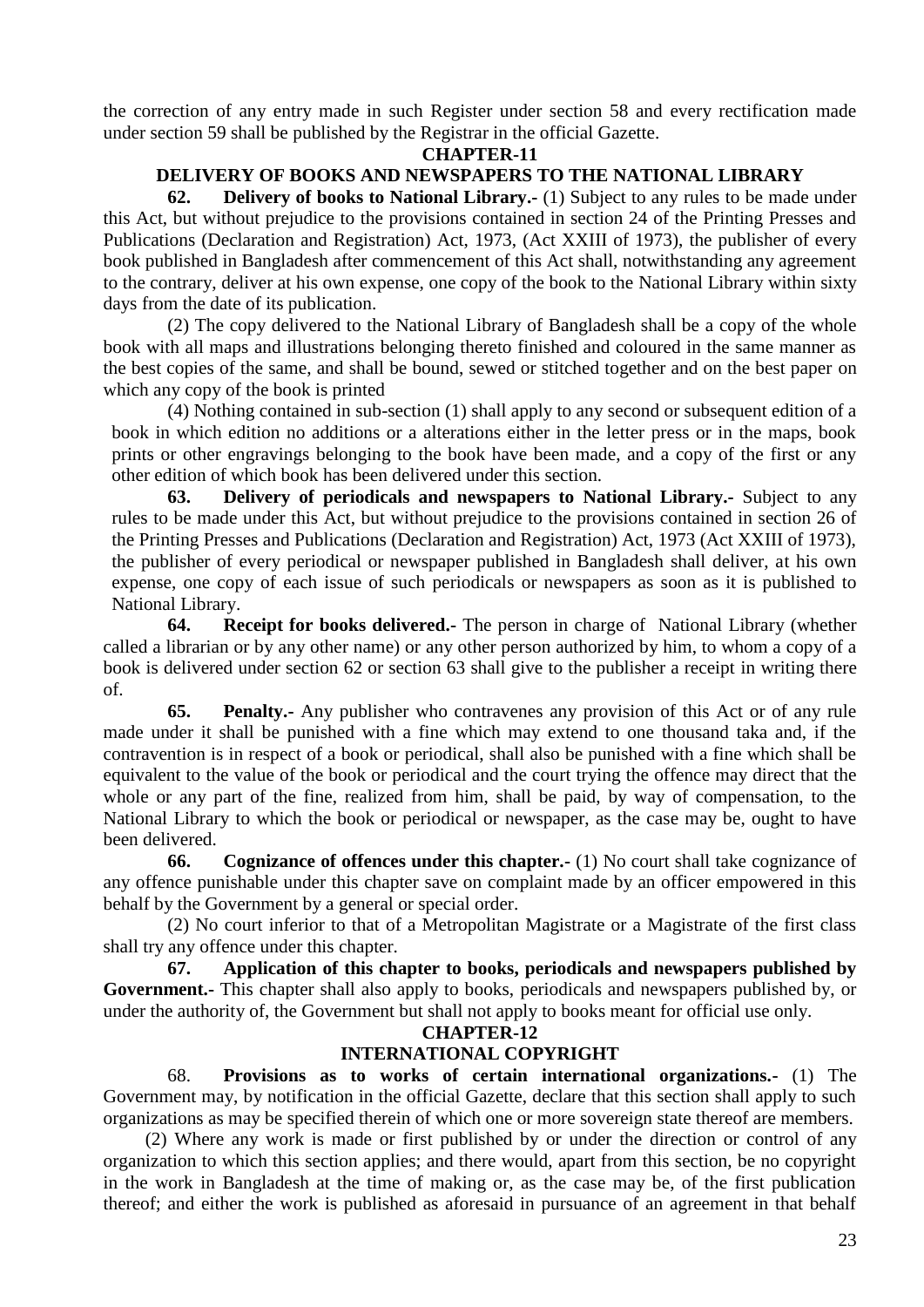the correction of any entry made in such Register under section 58 and every rectification made under section 59 shall be published by the Registrar in the official Gazette.

## CHAPTER-11

## DELIVERY OF BOOKS AND NEWSPAPERS TO THE NATIONAL LIBRARY

**62. Delivery of books to National Library.-** (1) Subject to any rules to be made under this Act, but without prejudice to the provisions contained in section 24 of the Printing Presses and Publications (Declaration and Registration) Act, 1973, (Act XXIII of 1973), the publisher of every book published in Bangladesh after commencement of this Act shall, notwithstanding any agreement to the contrary, deliver at his own expense, one copy of the book to the National Library within sixty days from the date of its publication.

(2) The copy delivered to the National Library of Bangladesh shall be a copy of the whole book with all maps and illustrations belonging thereto finished and coloured in the same manner as the best copies of the same, and shall be bound, sewed or stitched together and on the best paper on which any copy of the book is printed

(4) Nothing contained in sub-section (1) shall apply to any second or subsequent edition of a book in which edition no additions or a alterations either in the letter press or in the maps, book prints or other engravings belonging to the book have been made, and a copy of the first or any other edition of which book has been delivered under this section.

**63. Delivery of periodicals and newspapers to National Library.-** Subject to any rules to be made under this Act, but without prejudice to the provisions contained in section 26 of the Printing Presses and Publications (Declaration and Registration) Act, 1973 (Act XXIII of 1973), the publisher of every periodical or newspaper published in Bangladesh shall deliver, at his own expense, one copy of each issue of such periodicals or newspapers as soon as it is published to National Library.

**64. Receipt for books delivered.-** The person in charge of National Library (whether called a librarian or by any other name) or any other person authorized by him, to whom a copy of a book is delivered under section 62 or section 63 shall give to the publisher a receipt in writing there of.

**65. Penalty.-** Any publisher who contravenes any provision of this Act or of any rule made under it shall be punished with a fine which may extend to one thousand taka and, if the contravention is in respect of a book or periodical, shall also be punished with a fine which shall be equivalent to the value of the book or periodical and the court trying the offence may direct that the whole or any part of the fine, realized from him, shall be paid, by way of compensation, to the National Library to which the book or periodical or newspaper, as the case may be, ought to have been delivered.

**66. Cognizance of offences under this chapter.-** (1) No court shall take cognizance of any offence punishable under this chapter save on complaint made by an officer empowered in this behalf by the Government by a general or special order.

(2) No court inferior to that of a Metropolitan Magistrate or a Magistrate of the first class shall try any offence under this chapter.

**67. Application of this chapter to books, periodicals and newspapers published by Government.-** This chapter shall also apply to books, periodicals and newspapers published by, or under the authority of, the Government but shall not apply to books meant for official use only.

## CHAPTER-12

## INTERNATIONAL COPYRIGHT

68. **Provisions as to works of certain international organizations.-** (1) The Government may, by notification in the official Gazette, declare that this section shall apply to such organizations as may be specified therein of which one or more sovereign state thereof are members.

(2) Where any work is made or first published by or under the direction or control of any organization to which this section applies; and there would, apart from this section, be no copyright in the work in Bangladesh at the time of making or, as the case may be, of the first publication thereof; and either the work is published as aforesaid in pursuance of an agreement in that behalf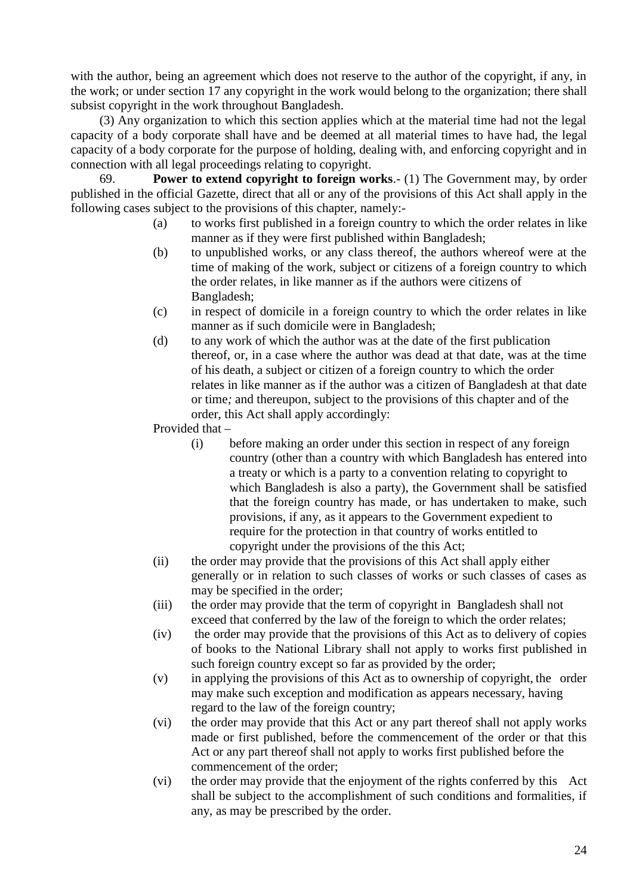with the author, being an agreement which does not reserve to the author of the copyright, if any, in the work; or under section 17 any copyright in the work would belong to the organization; there shall subsist copyright in the work throughout Bangladesh.

(3) Any organization to which this section applies which at the material time had not the legal capacity of a body corporate shall have and be deemed at all material times to have had, the legal capacity of a body corporate for the purpose of holding, dealing with, and enforcing copyright and in connection with all legal proceedings relating to copyright.

69. **Power to extend copyright to foreign works**.- (1) The Government may, by order published in the official Gazette, direct that all or any of the provisions of this Act shall apply in the following cases subject to the provisions of this chapter, namely:-

(a) to works first published in a foreign country to which the order relates in like manner as if they were first published within Bangladesh;

(b) to unpublished works, or any class thereof, the authors whereof were at the time of making of the work, subject or citizens of a foreign country to which the order relates, in like manner as if the authors were citizens of Bangladesh;

(c) in respect of domicile in a foreign country to which the order relates in like manner as if such domicile were in Bangladesh;

(d) to any work of which the author was at the date of the first publication thereof, or, in a case where the author was dead at that date, was at the time of his death, a subject or citizen of a foreign country to which the order relates in like manner as if the author was a citizen of Bangladesh at that date or time*;* and thereupon, subject to the provisions of this chapter and of the order, this Act shall apply accordingly:

Provided that –

(i) before making an order under this section in respect of any foreign country (other than a country with which Bangladesh has entered into a treaty or which is a party to a convention relating to copyright to which Bangladesh is also a party), the Government shall be satisfied that the foreign country has made, or has undertaken to make, such provisions, if any, as it appears to the Government expedient to require for the protection in that country of works entitled to copyright under the provisions of the this Act;

(ii) the order may provide that the provisions of this Act shall apply either generally or in relation to such classes of works or such classes of cases as may be specified in the order;

(iii) the order may provide that the term of copyright in Bangladesh shall not exceed that conferred by the law of the foreign to which the order relates;

(iv) the order may provide that the provisions of this Act as to delivery of copies of books to the National Library shall not apply to works first published in such foreign country except so far as provided by the order;

(v) in applying the provisions of this Act as to ownership of copyright, the order may make such exception and modification as appears necessary, having regard to the law of the foreign country;

(vi) the order may provide that this Act or any part thereof shall not apply works made or first published, before the commencement of the order or that this Act or any part thereof shall not apply to works first published before the commencement of the order;

(vi) the order may provide that the enjoyment of the rights conferred by this Act shall be subject to the accomplishment of such conditions and formalities, if any, as may be prescribed by the order.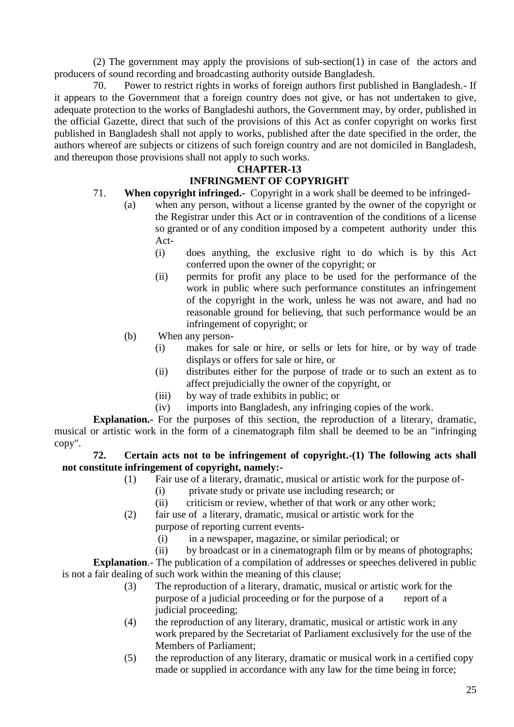(2) The government may apply the provisions of sub-section(1) in case of the actors and producers of sound recording and broadcasting authority outside Bangladesh.

70. Power to restrict rights in works of foreign authors first published in Bangladesh.- If it appears to the Government that a foreign country does not give, or has not undertaken to give, adequate protection to the works of Bangladeshi authors, the Government may, by order, published in the official Gazette, direct that such of the provisions of this Act as confer copyright on works first published in Bangladesh shall not apply to works, published after the date specified in the order, the authors whereof are subjects or citizens of such foreign country and are not domiciled in Bangladesh, and thereupon those provisions shall not apply to such works.

## CHAPTER-13
## INFRINGMENT OF COPYRIGHT

71. **When copyright infringed.**- Copyright in a work shall be deemed to be infringed-

(a) when any person, without a license granted by the owner of the copyright or the Registrar under this Act or in contravention of the conditions of a license so granted or of any condition imposed by a competent authority under this Act-

(i) does anything, the exclusive right to do which is by this Act conferred upon the owner of the copyright; or

(ii) permits for profit any place to be used for the performance of the work in public where such performance constitutes an infringement of the copyright in the work, unless he was not aware, and had no reasonable ground for believing, that such performance would be an infringement of copyright; or

(b) When any person-

(i) makes for sale or hire, or sells or lets for hire, or by way of trade displays or offers for sale or hire, or

(ii) distributes either for the purpose of trade or to such an extent as to affect prejudicially the owner of the copyright, or

(iii) by way of trade exhibits in public; or

(iv) imports into Bangladesh, any infringing copies of the work.

**Explanation.**- For the purposes of this section, the reproduction of a literary, dramatic, musical or artistic work in the form of a cinematograph film shall be deemed to be an "infringing copy".

**72. Certain acts not to be infringement of copyright.-(1) The following acts shall not constitute infringement of copyright, namely:-**

(1) Fair use of a literary, dramatic, musical or artistic work for the purpose of-

(i) private study or private use including research; or

(ii) criticism or review, whether of that work or any other work;

(2) fair use of a literary, dramatic, musical or artistic work for the purpose of reporting current events-

(i) in a newspaper, magazine, or similar periodical; or

(ii) by broadcast or in a cinematograph film or by means of photographs;

**Explanation**.- The publication of a compilation of addresses or speeches delivered in public is not a fair dealing of such work within the meaning of this clause;

(3) The reproduction of a literary, dramatic, musical or artistic work for the purpose of a judicial proceeding or for the purpose of a report of a judicial proceeding;

(4) the reproduction of any literary, dramatic, musical or artistic work in any work prepared by the Secretariat of Parliament exclusively for the use of the Members of Parliament;

(5) the reproduction of any literary, dramatic or musical work in a certified copy made or supplied in accordance with any law for the time being in force;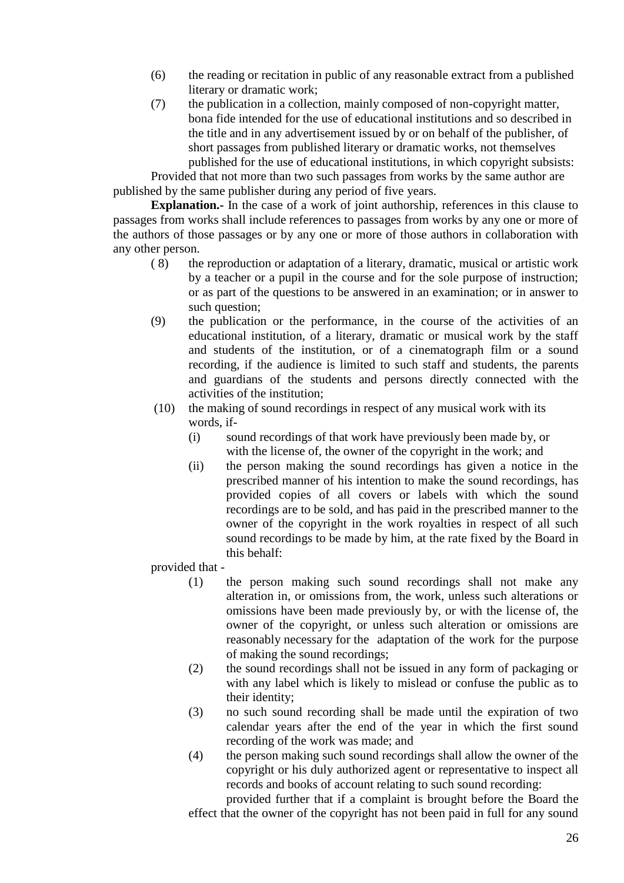(6) the reading or recitation in public of any reasonable extract from a published literary or dramatic work;

(7) the publication in a collection, mainly composed of non-copyright matter, bona fide intended for the use of educational institutions and so described in the title and in any advertisement issued by or on behalf of the publisher, of short passages from published literary or dramatic works, not themselves published for the use of educational institutions, in which copyright subsists:

Provided that not more than two such passages from works by the same author are published by the same publisher during any period of five years.

**Explanation.-** In the case of a work of joint authorship, references in this clause to passages from works shall include references to passages from works by any one or more of the authors of those passages or by any one or more of those authors in collaboration with any other person.

( 8) the reproduction or adaptation of a literary, dramatic, musical or artistic work by a teacher or a pupil in the course and for the sole purpose of instruction; or as part of the questions to be answered in an examination; or in answer to such question;

(9) the publication or the performance, in the course of the activities of an educational institution, of a literary, dramatic or musical work by the staff and students of the institution, or of a cinematograph film or a sound recording, if the audience is limited to such staff and students, the parents and guardians of the students and persons directly connected with the activities of the institution;

(10) the making of sound recordings in respect of any musical work with its words, if-

(i) sound recordings of that work have previously been made by, or with the license of, the owner of the copyright in the work; and

(ii) the person making the sound recordings has given a notice in the prescribed manner of his intention to make the sound recordings, has provided copies of all covers or labels with which the sound recordings are to be sold, and has paid in the prescribed manner to the owner of the copyright in the work royalties in respect of all such sound recordings to be made by him, at the rate fixed by the Board in this behalf:

provided that -

(1) the person making such sound recordings shall not make any alteration in, or omissions from, the work, unless such alterations or omissions have been made previously by, or with the license of, the owner of the copyright, or unless such alteration or omissions are reasonably necessary for the adaptation of the work for the purpose of making the sound recordings;

(2) the sound recordings shall not be issued in any form of packaging or with any label which is likely to mislead or confuse the public as to their identity;

(3) no such sound recording shall be made until the expiration of two calendar years after the end of the year in which the first sound recording of the work was made; and

(4) the person making such sound recordings shall allow the owner of the copyright or his duly authorized agent or representative to inspect all records and books of account relating to such sound recording:

provided further that if a complaint is brought before the Board the effect that the owner of the copyright has not been paid in full for any sound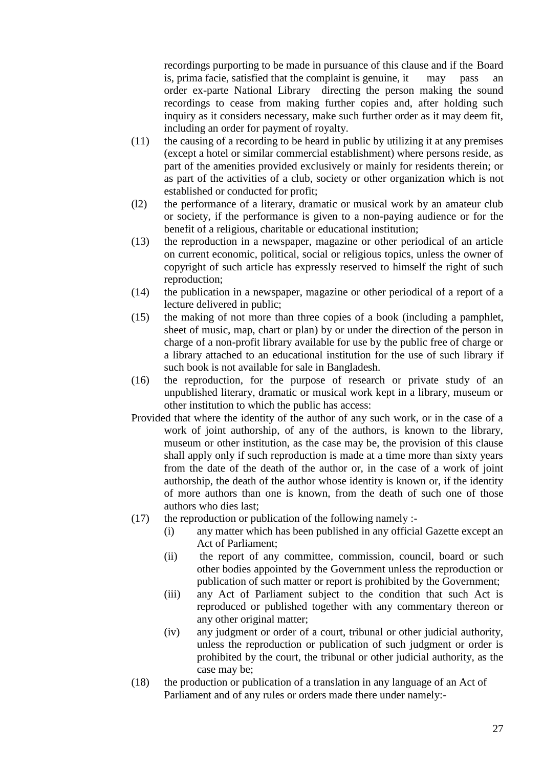recordings purporting to be made in pursuance of this clause and if the Board is, prima facie, satisfied that the complaint is genuine, it may pass an order ex-parte National Library directing the person making the sound recordings to cease from making further copies and, after holding such inquiry as it considers necessary, make such further order as it may deem fit, including an order for payment of royalty.

(11) the causing of a recording to be heard in public by utilizing it at any premises (except a hotel or similar commercial establishment) where persons reside, as part of the amenities provided exclusively or mainly for residents therein; or as part of the activities of a club, society or other organization which is not established or conducted for profit;

(l2) the performance of a literary, dramatic or musical work by an amateur club or society, if the performance is given to a non-paying audience or for the benefit of a religious, charitable or educational institution;

(13) the reproduction in a newspaper, magazine or other periodical of an article on current economic, political, social or religious topics, unless the owner of copyright of such article has expressly reserved to himself the right of such reproduction;

(14) the publication in a newspaper, magazine or other periodical of a report of a lecture delivered in public;

(15) the making of not more than three copies of a book (including a pamphlet, sheet of music, map, chart or plan) by or under the direction of the person in charge of a non-profit library available for use by the public free of charge or a library attached to an educational institution for the use of such library if such book is not available for sale in Bangladesh.

(16) the reproduction, for the purpose of research or private study of an unpublished literary, dramatic or musical work kept in a library, museum or other institution to which the public has access:

Provided that where the identity of the author of any such work, or in the case of a work of joint authorship, of any of the authors, is known to the library, museum or other institution, as the case may be, the provision of this clause shall apply only if such reproduction is made at a time more than sixty years from the date of the death of the author or, in the case of a work of joint authorship, the death of the author whose identity is known or, if the identity of more authors than one is known, from the death of such one of those authors who dies last;

(17) the reproduction or publication of the following namely :-

   (i) any matter which has been published in any official Gazette except an Act of Parliament;

   (ii) the report of any committee, commission, council, board or such other bodies appointed by the Government unless the reproduction or publication of such matter or report is prohibited by the Government;

   (iii) any Act of Parliament subject to the condition that such Act is reproduced or published together with any commentary thereon or any other original matter;

   (iv) any judgment or order of a court, tribunal or other judicial authority, unless the reproduction or publication of such judgment or order is prohibited by the court, the tribunal or other judicial authority, as the case may be;

(18) the production or publication of a translation in any language of an Act of Parliament and of any rules or orders made there under namely:-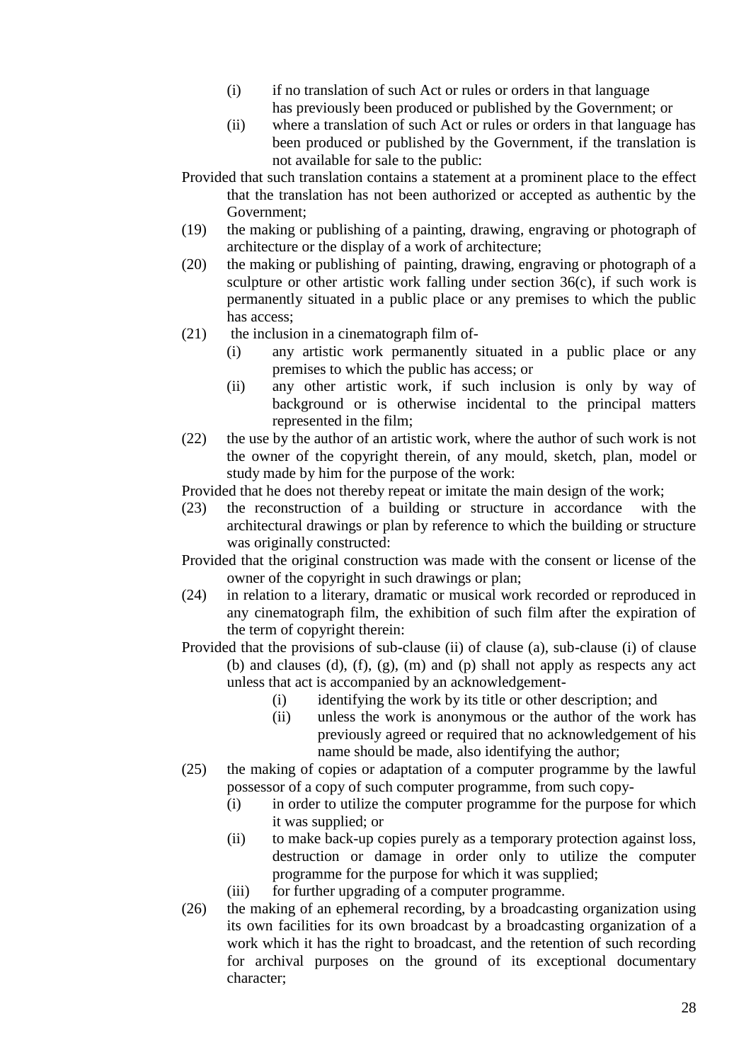(i) if no translation of such Act or rules or orders in that language has previously been produced or published by the Government; or

(ii) where a translation of such Act or rules or orders in that language has been produced or published by the Government, if the translation is not available for sale to the public:

Provided that such translation contains a statement at a prominent place to the effect that the translation has not been authorized or accepted as authentic by the Government;

(19) the making or publishing of a painting, drawing, engraving or photograph of architecture or the display of a work of architecture;

(20) the making or publishing of painting, drawing, engraving or photograph of a sculpture or other artistic work falling under section 36(c), if such work is permanently situated in a public place or any premises to which the public has access;

(21) the inclusion in a cinematograph film of-

(i) any artistic work permanently situated in a public place or any premises to which the public has access; or

(ii) any other artistic work, if such inclusion is only by way of background or is otherwise incidental to the principal matters represented in the film;

(22) the use by the author of an artistic work, where the author of such work is not the owner of the copyright therein, of any mould, sketch, plan, model or study made by him for the purpose of the work:

Provided that he does not thereby repeat or imitate the main design of the work;

(23) the reconstruction of a building or structure in accordance with the architectural drawings or plan by reference to which the building or structure was originally constructed:

Provided that the original construction was made with the consent or license of the owner of the copyright in such drawings or plan;

(24) in relation to a literary, dramatic or musical work recorded or reproduced in any cinematograph film, the exhibition of such film after the expiration of the term of copyright therein:

Provided that the provisions of sub-clause (ii) of clause (a), sub-clause (i) of clause (b) and clauses (d), (f), (g), (m) and (p) shall not apply as respects any act unless that act is accompanied by an acknowledgement-

(i) identifying the work by its title or other description; and

(ii) unless the work is anonymous or the author of the work has previously agreed or required that no acknowledgement of his name should be made, also identifying the author;

(25) the making of copies or adaptation of a computer programme by the lawful possessor of a copy of such computer programme, from such copy-

(i) in order to utilize the computer programme for the purpose for which it was supplied; or

(ii) to make back-up copies purely as a temporary protection against loss, destruction or damage in order only to utilize the computer programme for the purpose for which it was supplied;

(iii) for further upgrading of a computer programme.

(26) the making of an ephemeral recording, by a broadcasting organization using its own facilities for its own broadcast by a broadcasting organization of a work which it has the right to broadcast, and the retention of such recording for archival purposes on the ground of its exceptional documentary character;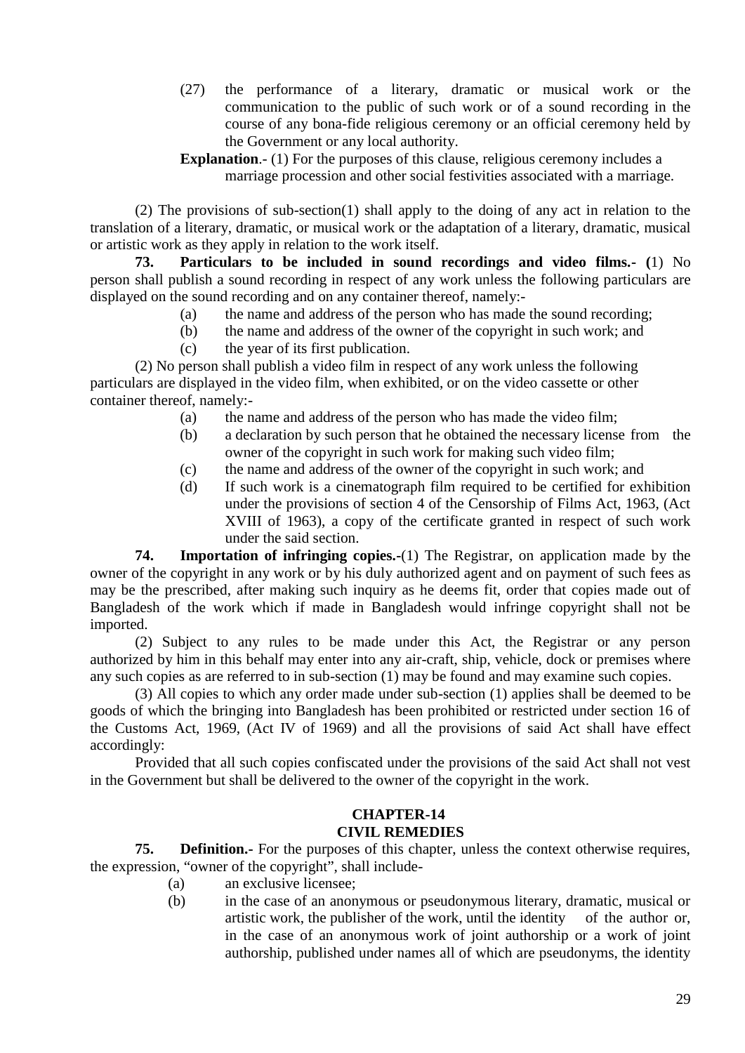(27) the performance of a literary, dramatic or musical work or the communication to the public of such work or of a sound recording in the course of any bona-fide religious ceremony or an official ceremony held by the Government or any local authority.

**Explanation**.- (1) For the purposes of this clause, religious ceremony includes a marriage procession and other social festivities associated with a marriage.

(2) The provisions of sub-section(1) shall apply to the doing of any act in relation to the translation of a literary, dramatic, or musical work or the adaptation of a literary, dramatic, musical or artistic work as they apply in relation to the work itself.

**73. Particulars to be included in sound recordings and video films.- (**1) No person shall publish a sound recording in respect of any work unless the following particulars are displayed on the sound recording and on any container thereof, namely:-

(a) the name and address of the person who has made the sound recording;

(b) the name and address of the owner of the copyright in such work; and

(c) the year of its first publication.

(2) No person shall publish a video film in respect of any work unless the following particulars are displayed in the video film, when exhibited, or on the video cassette or other container thereof, namely:-

(a) the name and address of the person who has made the video film;

(b) a declaration by such person that he obtained the necessary license from the owner of the copyright in such work for making such video film;

(c) the name and address of the owner of the copyright in such work; and

(d) If such work is a cinematograph film required to be certified for exhibition under the provisions of section 4 of the Censorship of Films Act, 1963, (Act XVIII of 1963), a copy of the certificate granted in respect of such work under the said section.

**74. Importation of infringing copies.-**(1) The Registrar, on application made by the owner of the copyright in any work or by his duly authorized agent and on payment of such fees as may be the prescribed, after making such inquiry as he deems fit, order that copies made out of Bangladesh of the work which if made in Bangladesh would infringe copyright shall not be imported.

(2) Subject to any rules to be made under this Act, the Registrar or any person authorized by him in this behalf may enter into any air-craft, ship, vehicle, dock or premises where any such copies as are referred to in sub-section (1) may be found and may examine such copies.

(3) All copies to which any order made under sub-section (1) applies shall be deemed to be goods of which the bringing into Bangladesh has been prohibited or restricted under section 16 of the Customs Act, 1969, (Act IV of 1969) and all the provisions of said Act shall have effect accordingly:

Provided that all such copies confiscated under the provisions of the said Act shall not vest in the Government but shall be delivered to the owner of the copyright in the work.

## CHAPTER-14
## CIVIL REMEDIES

**75. Definition.-** For the purposes of this chapter, unless the context otherwise requires, the expression, "owner of the copyright", shall include-

(a) an exclusive licensee;

(b) in the case of an anonymous or pseudonymous literary, dramatic, musical or artistic work, the publisher of the work, until the identity of the author or, in the case of an anonymous work of joint authorship or a work of joint authorship, published under names all of which are pseudonyms, the identity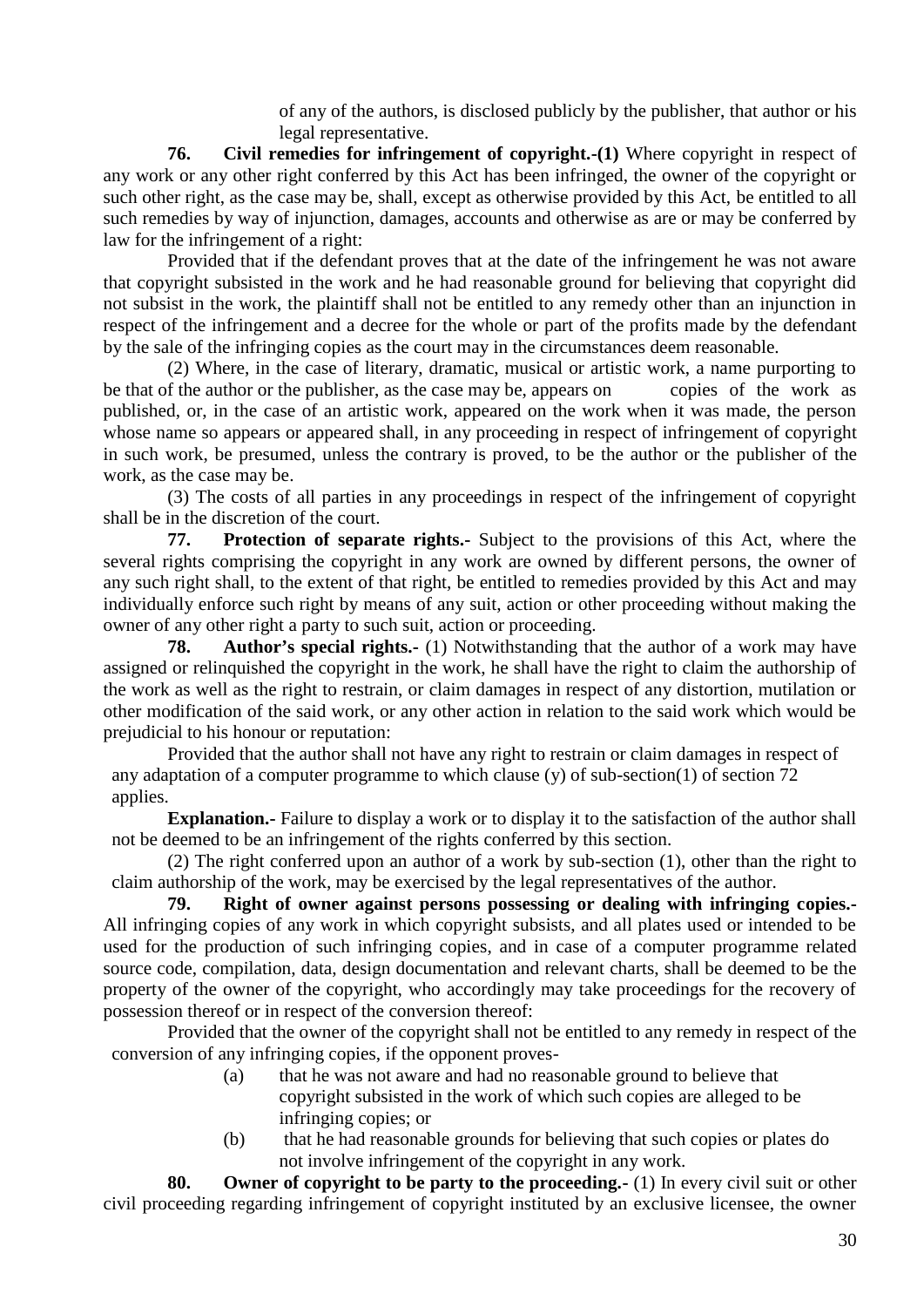of any of the authors, is disclosed publicly by the publisher, that author or his legal representative.

**76. Civil remedies for infringement of copyright.-(1)** Where copyright in respect of any work or any other right conferred by this Act has been infringed, the owner of the copyright or such other right, as the case may be, shall, except as otherwise provided by this Act, be entitled to all such remedies by way of injunction, damages, accounts and otherwise as are or may be conferred by law for the infringement of a right:

Provided that if the defendant proves that at the date of the infringement he was not aware that copyright subsisted in the work and he had reasonable ground for believing that copyright did not subsist in the work, the plaintiff shall not be entitled to any remedy other than an injunction in respect of the infringement and a decree for the whole or part of the profits made by the defendant by the sale of the infringing copies as the court may in the circumstances deem reasonable.

(2) Where, in the case of literary, dramatic, musical or artistic work, a name purporting to be that of the author or the publisher, as the case may be, appears on copies of the work as published, or, in the case of an artistic work, appeared on the work when it was made, the person whose name so appears or appeared shall, in any proceeding in respect of infringement of copyright in such work, be presumed, unless the contrary is proved, to be the author or the publisher of the work, as the case may be.

(3) The costs of all parties in any proceedings in respect of the infringement of copyright shall be in the discretion of the court.

**77. Protection of separate rights.-** Subject to the provisions of this Act, where the several rights comprising the copyright in any work are owned by different persons, the owner of any such right shall, to the extent of that right, be entitled to remedies provided by this Act and may individually enforce such right by means of any suit, action or other proceeding without making the owner of any other right a party to such suit, action or proceeding.

**78. Author's special rights.-** (1) Notwithstanding that the author of a work may have assigned or relinquished the copyright in the work, he shall have the right to claim the authorship of the work as well as the right to restrain, or claim damages in respect of any distortion, mutilation or other modification of the said work, or any other action in relation to the said work which would be prejudicial to his honour or reputation:

Provided that the author shall not have any right to restrain or claim damages in respect of any adaptation of a computer programme to which clause (y) of sub-section(1) of section 72 applies.

**Explanation.-** Failure to display a work or to display it to the satisfaction of the author shall not be deemed to be an infringement of the rights conferred by this section.

(2) The right conferred upon an author of a work by sub-section (1), other than the right to claim authorship of the work, may be exercised by the legal representatives of the author.

**79. Right of owner against persons possessing or dealing with infringing copies.-** All infringing copies of any work in which copyright subsists, and all plates used or intended to be used for the production of such infringing copies, and in case of a computer programme related source code, compilation, data, design documentation and relevant charts, shall be deemed to be the property of the owner of the copyright, who accordingly may take proceedings for the recovery of possession thereof or in respect of the conversion thereof:

Provided that the owner of the copyright shall not be entitled to any remedy in respect of the conversion of any infringing copies, if the opponent proves-

(a) that he was not aware and had no reasonable ground to believe that copyright subsisted in the work of which such copies are alleged to be infringing copies; or

(b) that he had reasonable grounds for believing that such copies or plates do not involve infringement of the copyright in any work.

**80. Owner of copyright to be party to the proceeding.-** (1) In every civil suit or other civil proceeding regarding infringement of copyright instituted by an exclusive licensee, the owner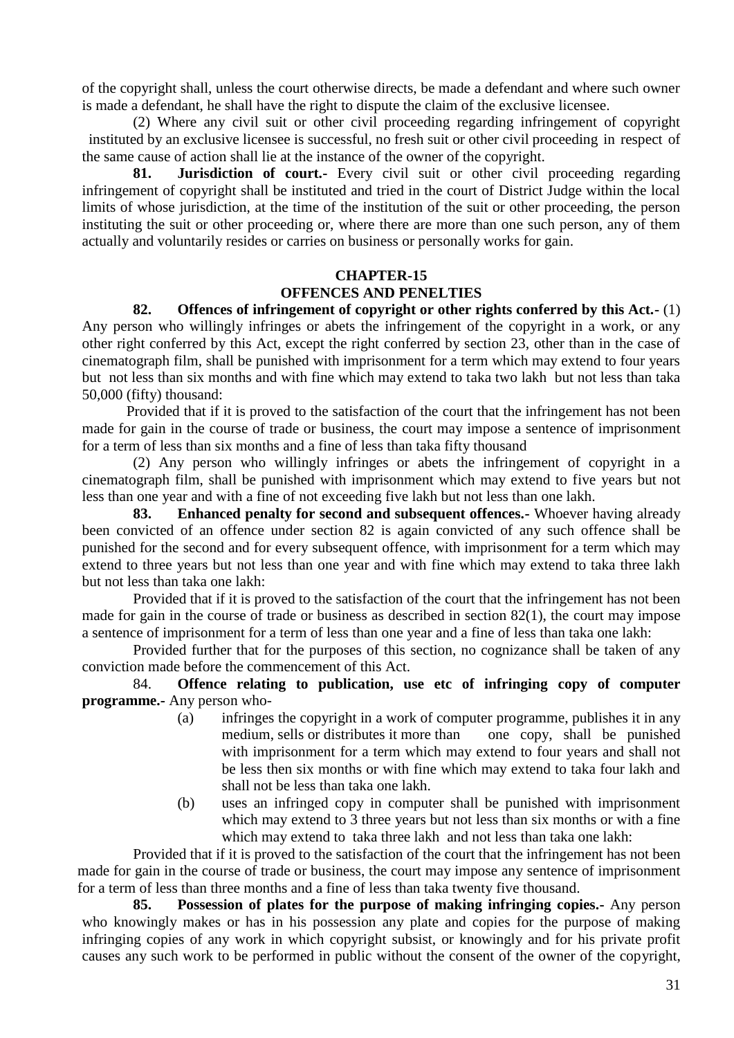of the copyright shall, unless the court otherwise directs, be made a defendant and where such owner is made a defendant, he shall have the right to dispute the claim of the exclusive licensee.

(2) Where any civil suit or other civil proceeding regarding infringement of copyright instituted by an exclusive licensee is successful, no fresh suit or other civil proceeding in respect of the same cause of action shall lie at the instance of the owner of the copyright.

**81. Jurisdiction of court.-** Every civil suit or other civil proceeding regarding infringement of copyright shall be instituted and tried in the court of District Judge within the local limits of whose jurisdiction, at the time of the institution of the suit or other proceeding, the person instituting the suit or other proceeding or, where there are more than one such person, any of them actually and voluntarily resides or carries on business or personally works for gain.

## CHAPTER-15
## OFFENCES AND PENELTIES

**82. Offences of infringement of copyright or other rights conferred by this Act.-** (1) Any person who willingly infringes or abets the infringement of the copyright in a work, or any other right conferred by this Act, except the right conferred by section 23, other than in the case of cinematograph film, shall be punished with imprisonment for a term which may extend to four years but not less than six months and with fine which may extend to taka two lakh but not less than taka 50,000 (fifty) thousand:

Provided that if it is proved to the satisfaction of the court that the infringement has not been made for gain in the course of trade or business, the court may impose a sentence of imprisonment for a term of less than six months and a fine of less than taka fifty thousand

(2) Any person who willingly infringes or abets the infringement of copyright in a cinematograph film, shall be punished with imprisonment which may extend to five years but not less than one year and with a fine of not exceeding five lakh but not less than one lakh.

**83. Enhanced penalty for second and subsequent offences.-** Whoever having already been convicted of an offence under section 82 is again convicted of any such offence shall be punished for the second and for every subsequent offence, with imprisonment for a term which may extend to three years but not less than one year and with fine which may extend to taka three lakh but not less than taka one lakh:

Provided that if it is proved to the satisfaction of the court that the infringement has not been made for gain in the course of trade or business as described in section 82(1), the court may impose a sentence of imprisonment for a term of less than one year and a fine of less than taka one lakh:

Provided further that for the purposes of this section, no cognizance shall be taken of any conviction made before the commencement of this Act.

84. **Offence relating to publication, use etc of infringing copy of computer programme.-** Any person who-

(a) infringes the copyright in a work of computer programme, publishes it in any medium, sells or distributes it more than one copy, shall be punished with imprisonment for a term which may extend to four years and shall not be less then six months or with fine which may extend to taka four lakh and shall not be less than taka one lakh.

(b) uses an infringed copy in computer shall be punished with imprisonment which may extend to 3 three years but not less than six months or with a fine which may extend to taka three lakh and not less than taka one lakh:

Provided that if it is proved to the satisfaction of the court that the infringement has not been made for gain in the course of trade or business, the court may impose any sentence of imprisonment for a term of less than three months and a fine of less than taka twenty five thousand.

**85. Possession of plates for the purpose of making infringing copies.-** Any person who knowingly makes or has in his possession any plate and copies for the purpose of making infringing copies of any work in which copyright subsist, or knowingly and for his private profit causes any such work to be performed in public without the consent of the owner of the copyright,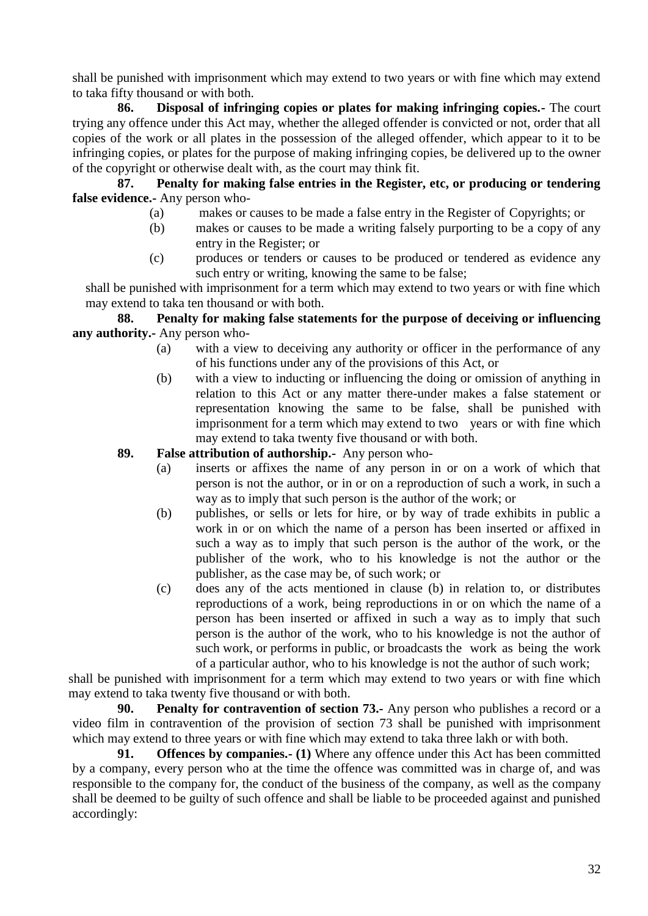shall be punished with imprisonment which may extend to two years or with fine which may extend to taka fifty thousand or with both.

**86. Disposal of infringing copies or plates for making infringing copies.-** The court trying any offence under this Act may, whether the alleged offender is convicted or not, order that all copies of the work or all plates in the possession of the alleged offender, which appear to it to be infringing copies, or plates for the purpose of making infringing copies, be delivered up to the owner of the copyright or otherwise dealt with, as the court may think fit.

**87. Penalty for making false entries in the Register, etc, or producing or tendering false evidence.-** Any person who-

(a) makes or causes to be made a false entry in the Register of Copyrights; or

(b) makes or causes to be made a writing falsely purporting to be a copy of any entry in the Register; or

(c) produces or tenders or causes to be produced or tendered as evidence any such entry or writing, knowing the same to be false;

shall be punished with imprisonment for a term which may extend to two years or with fine which may extend to taka ten thousand or with both.

**88. Penalty for making false statements for the purpose of deceiving or influencing any authority.-** Any person who-

(a) with a view to deceiving any authority or officer in the performance of any of his functions under any of the provisions of this Act, or

(b) with a view to inducting or influencing the doing or omission of anything in relation to this Act or any matter there-under makes a false statement or representation knowing the same to be false, shall be punished with imprisonment for a term which may extend to two years or with fine which may extend to taka twenty five thousand or with both.

**89. False attribution of authorship.-** Any person who-

(a) inserts or affixes the name of any person in or on a work of which that person is not the author, or in or on a reproduction of such a work, in such a way as to imply that such person is the author of the work; or

(b) publishes, or sells or lets for hire, or by way of trade exhibits in public a work in or on which the name of a person has been inserted or affixed in such a way as to imply that such person is the author of the work, or the publisher of the work, who to his knowledge is not the author or the publisher, as the case may be, of such work; or

(c) does any of the acts mentioned in clause (b) in relation to, or distributes reproductions of a work, being reproductions in or on which the name of a person has been inserted or affixed in such a way as to imply that such person is the author of the work, who to his knowledge is not the author of such work, or performs in public, or broadcasts the work as being the work of a particular author, who to his knowledge is not the author of such work;

shall be punished with imprisonment for a term which may extend to two years or with fine which may extend to taka twenty five thousand or with both.

**90. Penalty for contravention of section 73.-** Any person who publishes a record or a video film in contravention of the provision of section 73 shall be punished with imprisonment which may extend to three years or with fine which may extend to taka three lakh or with both.

**91. Offences by companies.- (1)** Where any offence under this Act has been committed by a company, every person who at the time the offence was committed was in charge of, and was responsible to the company for, the conduct of the business of the company, as well as the company shall be deemed to be guilty of such offence and shall be liable to be proceeded against and punished accordingly: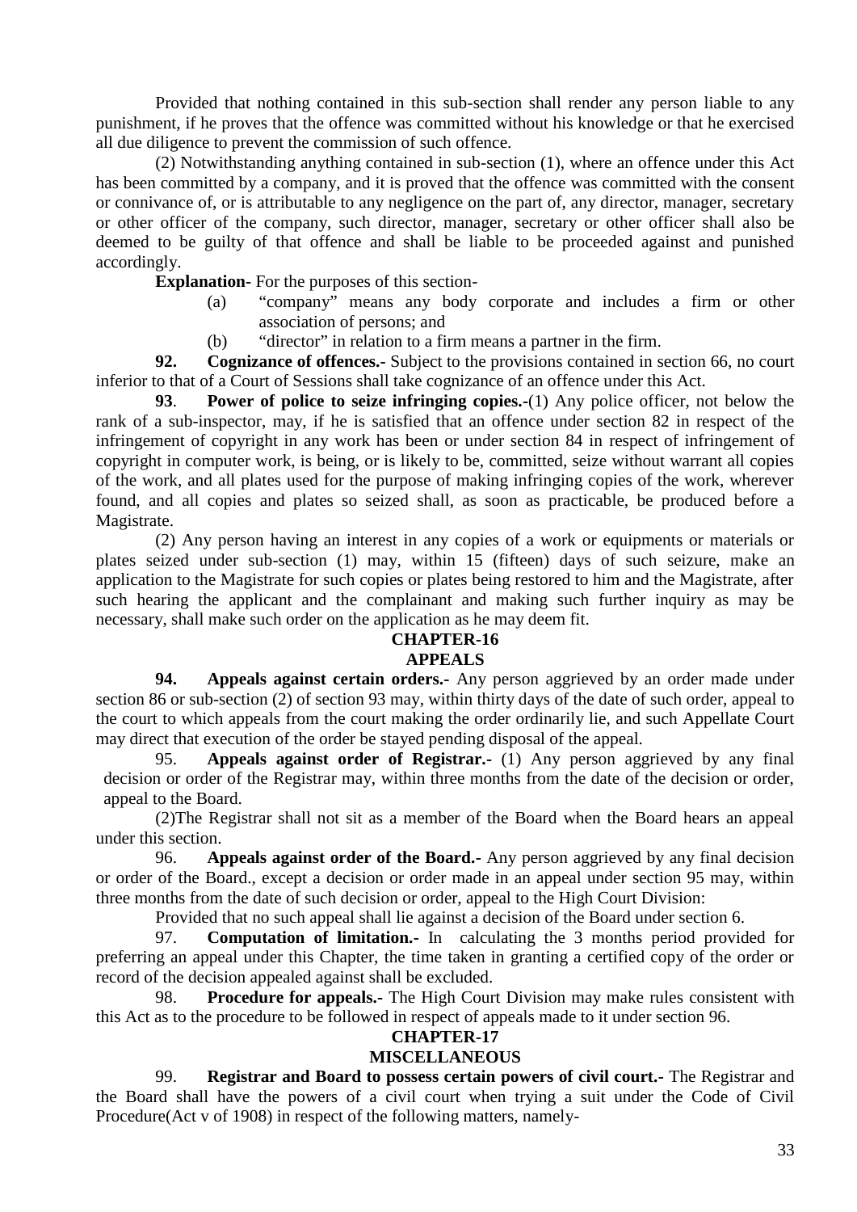Provided that nothing contained in this sub-section shall render any person liable to any punishment, if he proves that the offence was committed without his knowledge or that he exercised all due diligence to prevent the commission of such offence.

(2) Notwithstanding anything contained in sub-section (1), where an offence under this Act has been committed by a company, and it is proved that the offence was committed with the consent or connivance of, or is attributable to any negligence on the part of, any director, manager, secretary or other officer of the company, such director, manager, secretary or other officer shall also be deemed to be guilty of that offence and shall be liable to be proceeded against and punished accordingly.

**Explanation-** For the purposes of this section-

(a) "company" means any body corporate and includes a firm or other association of persons; and

(b) "director" in relation to a firm means a partner in the firm.

**92. Cognizance of offences.-** Subject to the provisions contained in section 66, no court inferior to that of a Court of Sessions shall take cognizance of an offence under this Act.

**93**. **Power of police to seize infringing copies.-**(1) Any police officer, not below the rank of a sub-inspector, may, if he is satisfied that an offence under section 82 in respect of the infringement of copyright in any work has been or under section 84 in respect of infringement of copyright in computer work, is being, or is likely to be, committed, seize without warrant all copies of the work, and all plates used for the purpose of making infringing copies of the work, wherever found, and all copies and plates so seized shall, as soon as practicable, be produced before a Magistrate.

(2) Any person having an interest in any copies of a work or equipments or materials or plates seized under sub-section (1) may, within 15 (fifteen) days of such seizure, make an application to the Magistrate for such copies or plates being restored to him and the Magistrate, after such hearing the applicant and the complainant and making such further inquiry as may be necessary, shall make such order on the application as he may deem fit.

## CHAPTER-16
## APPEALS

**94. Appeals against certain orders.-** Any person aggrieved by an order made under section 86 or sub-section (2) of section 93 may, within thirty days of the date of such order, appeal to the court to which appeals from the court making the order ordinarily lie, and such Appellate Court may direct that execution of the order be stayed pending disposal of the appeal.

95. **Appeals against order of Registrar.-** (1) Any person aggrieved by any final decision or order of the Registrar may, within three months from the date of the decision or order, appeal to the Board.

(2)The Registrar shall not sit as a member of the Board when the Board hears an appeal under this section.

96. **Appeals against order of the Board.-** Any person aggrieved by any final decision or order of the Board., except a decision or order made in an appeal under section 95 may, within three months from the date of such decision or order, appeal to the High Court Division:

Provided that no such appeal shall lie against a decision of the Board under section 6.

97. **Computation of limitation.-** In calculating the 3 months period provided for preferring an appeal under this Chapter, the time taken in granting a certified copy of the order or record of the decision appealed against shall be excluded.

98. **Procedure for appeals.-** The High Court Division may make rules consistent with this Act as to the procedure to be followed in respect of appeals made to it under section 96.

## CHAPTER-17
## MISCELLANEOUS

99. **Registrar and Board to possess certain powers of civil court.-** The Registrar and the Board shall have the powers of a civil court when trying a suit under the Code of Civil Procedure(Act v of 1908) in respect of the following matters, namely-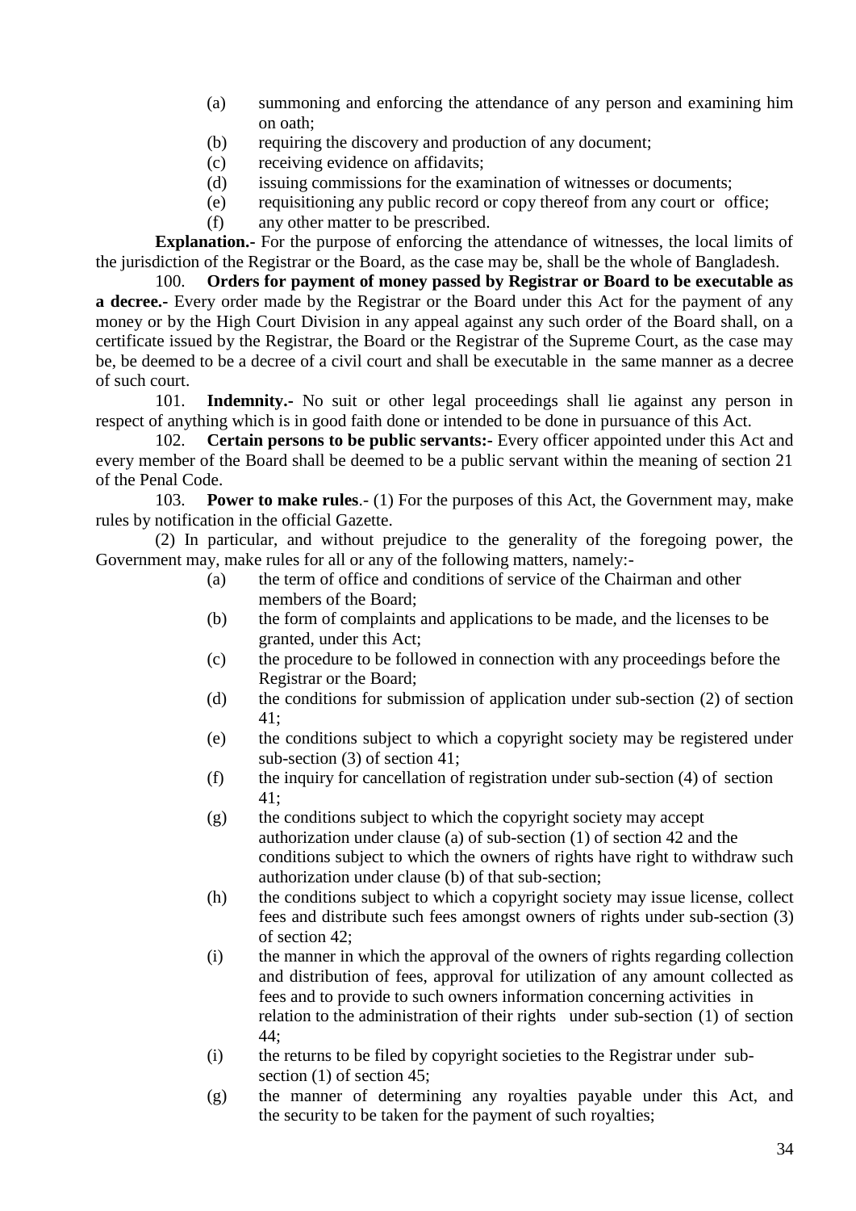(a) summoning and enforcing the attendance of any person and examining him on oath;

(b) requiring the discovery and production of any document;

(c) receiving evidence on affidavits;

(d) issuing commissions for the examination of witnesses or documents;

(e) requisitioning any public record or copy thereof from any court or office;

(f) any other matter to be prescribed.

**Explanation.-** For the purpose of enforcing the attendance of witnesses, the local limits of the jurisdiction of the Registrar or the Board, as the case may be, shall be the whole of Bangladesh.

100. **Orders for payment of money passed by Registrar or Board to be executable as a decree.-** Every order made by the Registrar or the Board under this Act for the payment of any money or by the High Court Division in any appeal against any such order of the Board shall, on a certificate issued by the Registrar, the Board or the Registrar of the Supreme Court, as the case may be, be deemed to be a decree of a civil court and shall be executable in the same manner as a decree of such court.

101. **Indemnity.-** No suit or other legal proceedings shall lie against any person in respect of anything which is in good faith done or intended to be done in pursuance of this Act.

102. **Certain persons to be public servants:-** Every officer appointed under this Act and every member of the Board shall be deemed to be a public servant within the meaning of section 21 of the Penal Code.

103. **Power to make rules**.- (1) For the purposes of this Act, the Government may, make rules by notification in the official Gazette.

(2) In particular, and without prejudice to the generality of the foregoing power, the Government may, make rules for all or any of the following matters, namely:-

(a) the term of office and conditions of service of the Chairman and other members of the Board;

(b) the form of complaints and applications to be made, and the licenses to be granted, under this Act;

(c) the procedure to be followed in connection with any proceedings before the Registrar or the Board;

(d) the conditions for submission of application under sub-section (2) of section 41;

(e) the conditions subject to which a copyright society may be registered under sub-section (3) of section 41;

(f) the inquiry for cancellation of registration under sub-section (4) of section 41;

(g) the conditions subject to which the copyright society may accept authorization under clause (a) of sub-section (1) of section 42 and the conditions subject to which the owners of rights have right to withdraw such authorization under clause (b) of that sub-section;

(h) the conditions subject to which a copyright society may issue license, collect fees and distribute such fees amongst owners of rights under sub-section (3) of section 42;

(i) the manner in which the approval of the owners of rights regarding collection and distribution of fees, approval for utilization of any amount collected as fees and to provide to such owners information concerning activities in relation to the administration of their rights under sub-section (1) of section 44;

(i) the returns to be filed by copyright societies to the Registrar under sub-section (1) of section 45;

(g) the manner of determining any royalties payable under this Act, and the security to be taken for the payment of such royalties;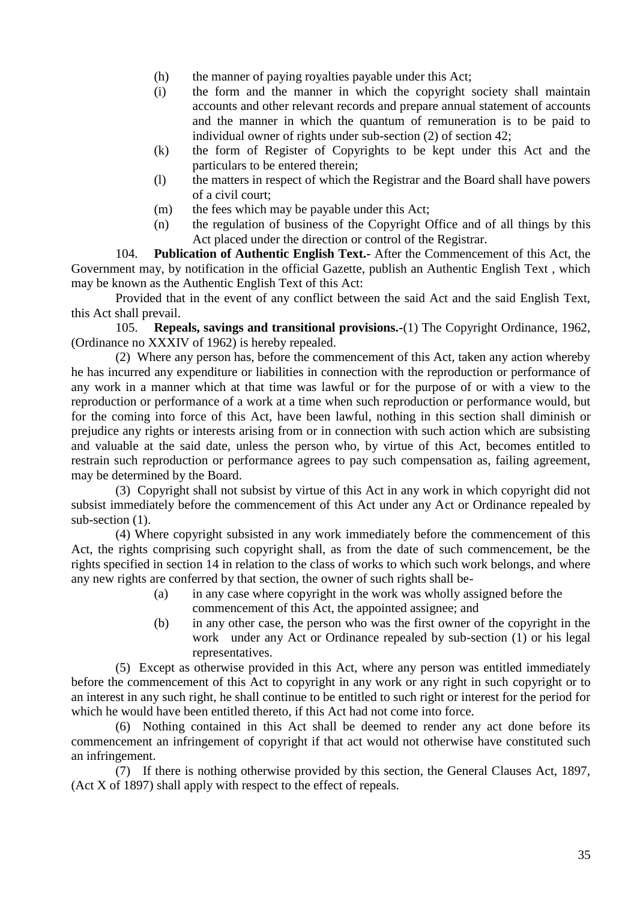(h) the manner of paying royalties payable under this Act;

(i) the form and the manner in which the copyright society shall maintain accounts and other relevant records and prepare annual statement of accounts and the manner in which the quantum of remuneration is to be paid to individual owner of rights under sub-section (2) of section 42;

(k) the form of Register of Copyrights to be kept under this Act and the particulars to be entered therein;

(l) the matters in respect of which the Registrar and the Board shall have powers of a civil court;

(m) the fees which may be payable under this Act;

(n) the regulation of business of the Copyright Office and of all things by this Act placed under the direction or control of the Registrar.

104. **Publication of Authentic English Text.-** After the Commencement of this Act, the Government may, by notification in the official Gazette, publish an Authentic English Text , which may be known as the Authentic English Text of this Act:

Provided that in the event of any conflict between the said Act and the said English Text, this Act shall prevail.

105. **Repeals, savings and transitional provisions.-**(1) The Copyright Ordinance, 1962, (Ordinance no XXXIV of 1962) is hereby repealed.

(2) Where any person has, before the commencement of this Act, taken any action whereby he has incurred any expenditure or liabilities in connection with the reproduction or performance of any work in a manner which at that time was lawful or for the purpose of or with a view to the reproduction or performance of a work at a time when such reproduction or performance would, but for the coming into force of this Act, have been lawful, nothing in this section shall diminish or prejudice any rights or interests arising from or in connection with such action which are subsisting and valuable at the said date, unless the person who, by virtue of this Act, becomes entitled to restrain such reproduction or performance agrees to pay such compensation as, failing agreement, may be determined by the Board.

(3) Copyright shall not subsist by virtue of this Act in any work in which copyright did not subsist immediately before the commencement of this Act under any Act or Ordinance repealed by sub-section (1).

(4) Where copyright subsisted in any work immediately before the commencement of this Act, the rights comprising such copyright shall, as from the date of such commencement, be the rights specified in section 14 in relation to the class of works to which such work belongs, and where any new rights are conferred by that section, the owner of such rights shall be-

(a) in any case where copyright in the work was wholly assigned before the commencement of this Act, the appointed assignee; and

(b) in any other case, the person who was the first owner of the copyright in the work under any Act or Ordinance repealed by sub-section (1) or his legal representatives.

(5) Except as otherwise provided in this Act, where any person was entitled immediately before the commencement of this Act to copyright in any work or any right in such copyright or to an interest in any such right, he shall continue to be entitled to such right or interest for the period for which he would have been entitled thereto, if this Act had not come into force.

(6) Nothing contained in this Act shall be deemed to render any act done before its commencement an infringement of copyright if that act would not otherwise have constituted such an infringement.

(7) If there is nothing otherwise provided by this section, the General Clauses Act, 1897, (Act X of 1897) shall apply with respect to the effect of repeals.